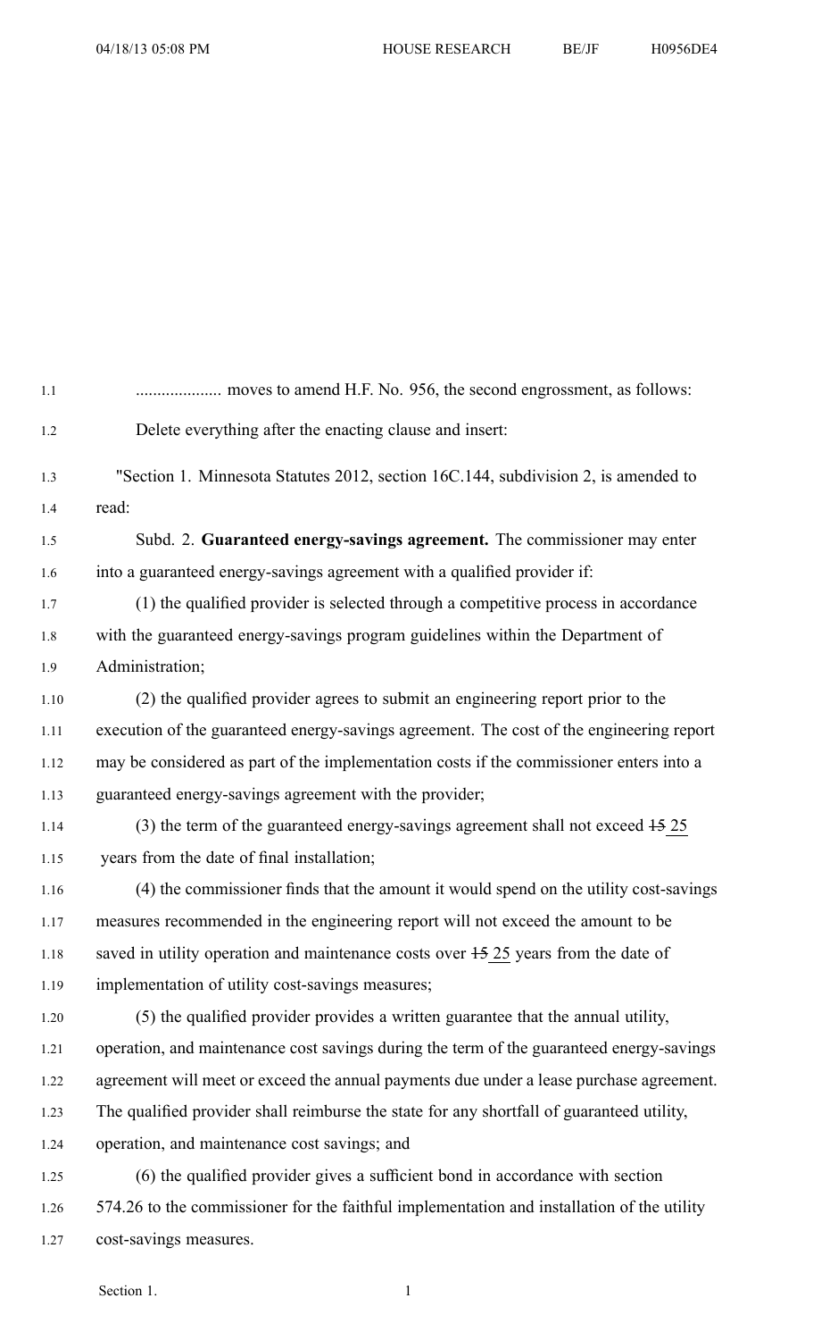.................... moves to amend H.F. No. 956, the second engrossment, as follows:

Delete everything after the enacting clause and insert:

"Section 1. Minnesota Statutes 2012, section 16C.144, subdivision 2, is amended to read:

Subd. 2. **Guaranteed energy-savings agreement.** The commissioner may enter into a guaranteed energy-savings agreement with a qualified provider if:

(1) the qualified provider is selected through a competitive process in accordance with the guaranteed energy-savings program guidelines within the Department of Administration;

(2) the qualified provider agrees to submit an engineering report prior to the execution of the guaranteed energy-savings agreement. The cost of the engineering report may be considered as part of the implementation costs if the commissioner enters into a guaranteed energy-savings agreement with the provider;

(3) the term of the guaranteed energy-savings agreement shall not exceed ~~15~~ 25 years from the date of final installation;

(4) the commissioner finds that the amount it would spend on the utility cost-savings measures recommended in the engineering report will not exceed the amount to be saved in utility operation and maintenance costs over ~~15~~ 25 years from the date of implementation of utility cost-savings measures;

(5) the qualified provider provides a written guarantee that the annual utility, operation, and maintenance cost savings during the term of the guaranteed energy-savings agreement will meet or exceed the annual payments due under a lease purchase agreement. The qualified provider shall reimburse the state for any shortfall of guaranteed utility, operation, and maintenance cost savings; and

(6) the qualified provider gives a sufficient bond in accordance with section 574.26 to the commissioner for the faithful implementation and installation of the utility cost-savings measures.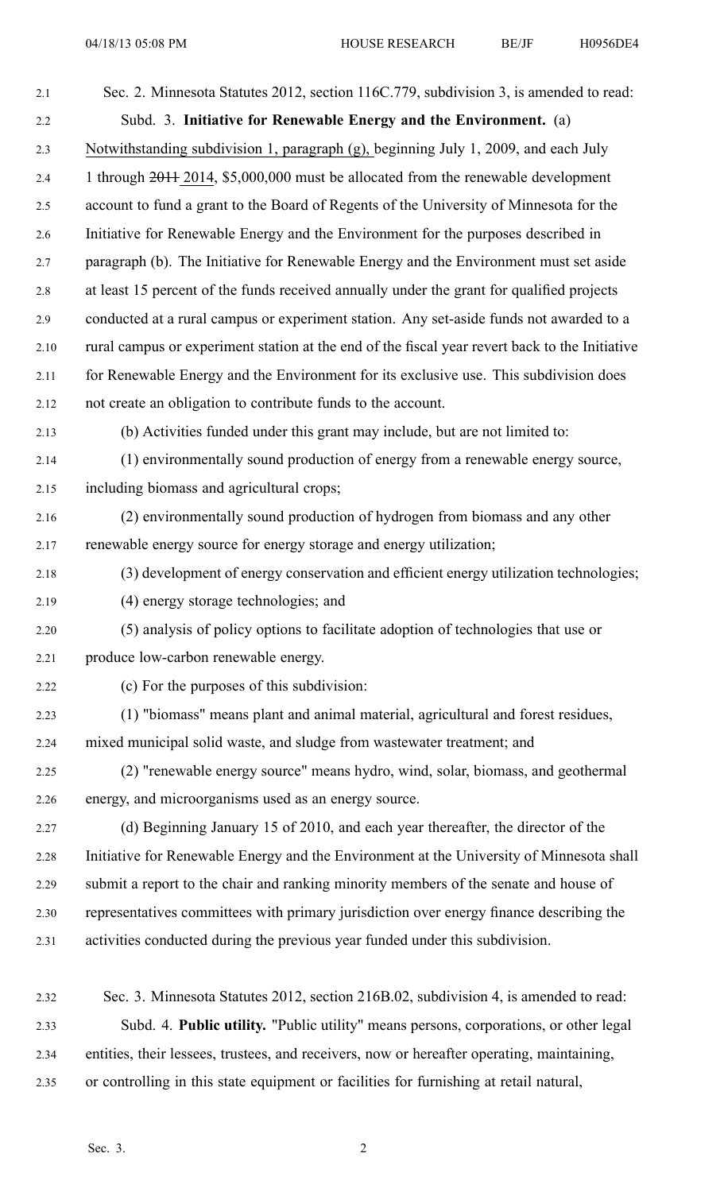Sec. 2. Minnesota Statutes 2012, section 116C.779, subdivision 3, is amended to read:

Subd. 3. **Initiative for Renewable Energy and the Environment.** (a) Notwithstanding subdivision 1, paragraph (g), beginning July 1, 2009, and each July 1 through ~~2011~~ 2014, $5,000,000 must be allocated from the renewable development account to fund a grant to the Board of Regents of the University of Minnesota for the Initiative for Renewable Energy and the Environment for the purposes described in paragraph (b). The Initiative for Renewable Energy and the Environment must set aside at least 15 percent of the funds received annually under the grant for qualified projects conducted at a rural campus or experiment station. Any set-aside funds not awarded to a rural campus or experiment station at the end of the fiscal year revert back to the Initiative for Renewable Energy and the Environment for its exclusive use. This subdivision does not create an obligation to contribute funds to the account.

(b) Activities funded under this grant may include, but are not limited to:

(1) environmentally sound production of energy from a renewable energy source, including biomass and agricultural crops;

(2) environmentally sound production of hydrogen from biomass and any other renewable energy source for energy storage and energy utilization;

(3) development of energy conservation and efficient energy utilization technologies;

(4) energy storage technologies; and

(5) analysis of policy options to facilitate adoption of technologies that use or produce low-carbon renewable energy.

(c) For the purposes of this subdivision:

(1) "biomass" means plant and animal material, agricultural and forest residues, mixed municipal solid waste, and sludge from wastewater treatment; and

(2) "renewable energy source" means hydro, wind, solar, biomass, and geothermal energy, and microorganisms used as an energy source.

(d) Beginning January 15 of 2010, and each year thereafter, the director of the Initiative for Renewable Energy and the Environment at the University of Minnesota shall submit a report to the chair and ranking minority members of the senate and house of representatives committees with primary jurisdiction over energy finance describing the activities conducted during the previous year funded under this subdivision.

Sec. 3. Minnesota Statutes 2012, section 216B.02, subdivision 4, is amended to read:

Subd. 4. **Public utility.** "Public utility" means persons, corporations, or other legal entities, their lessees, trustees, and receivers, now or hereafter operating, maintaining, or controlling in this state equipment or facilities for furnishing at retail natural,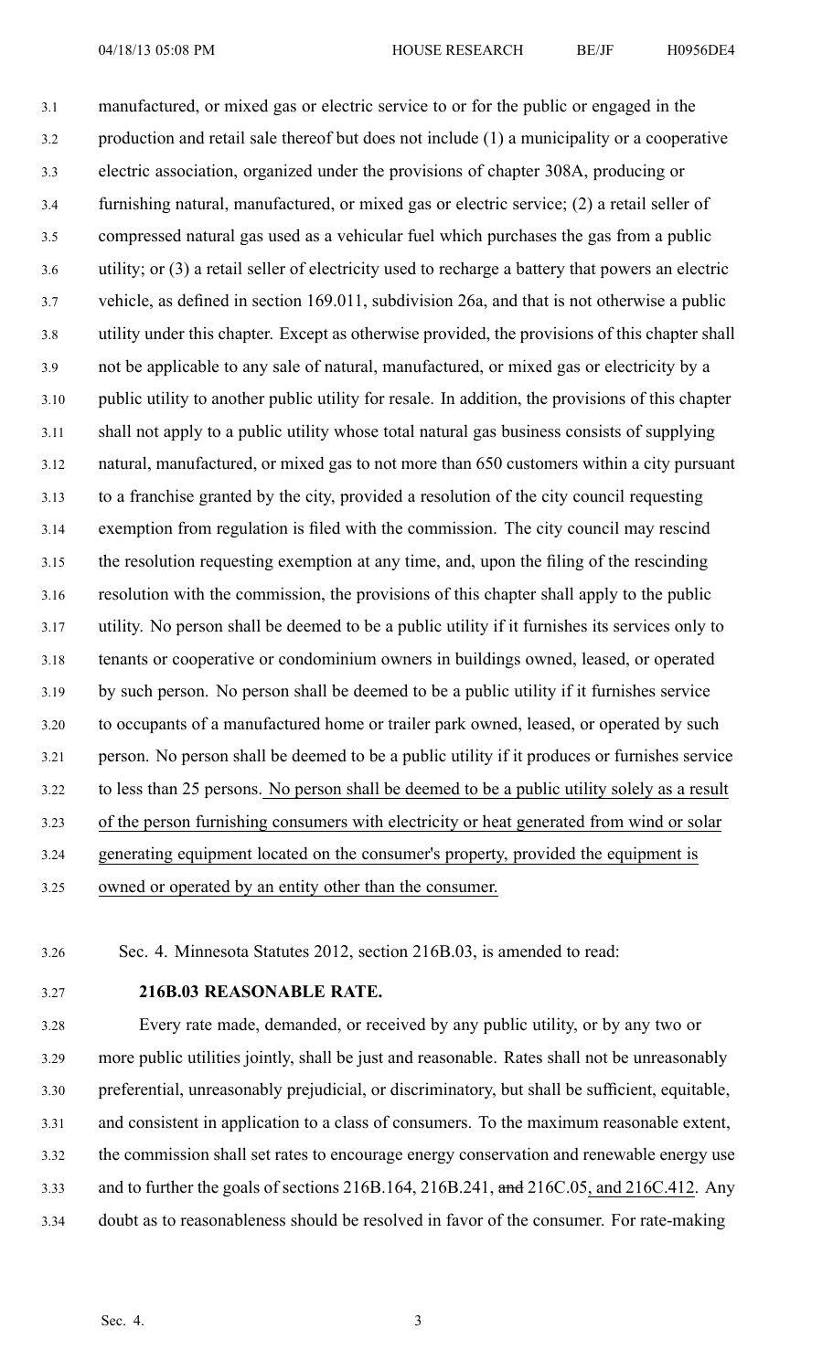manufactured, or mixed gas or electric service to or for the public or engaged in the production and retail sale thereof but does not include (1) a municipality or a cooperative electric association, organized under the provisions of chapter 308A, producing or furnishing natural, manufactured, or mixed gas or electric service; (2) a retail seller of compressed natural gas used as a vehicular fuel which purchases the gas from a public utility; or (3) a retail seller of electricity used to recharge a battery that powers an electric vehicle, as defined in section 169.011, subdivision 26a, and that is not otherwise a public utility under this chapter. Except as otherwise provided, the provisions of this chapter shall not be applicable to any sale of natural, manufactured, or mixed gas or electricity by a public utility to another public utility for resale. In addition, the provisions of this chapter shall not apply to a public utility whose total natural gas business consists of supplying natural, manufactured, or mixed gas to not more than 650 customers within a city pursuant to a franchise granted by the city, provided a resolution of the city council requesting exemption from regulation is filed with the commission. The city council may rescind the resolution requesting exemption at any time, and, upon the filing of the rescinding resolution with the commission, the provisions of this chapter shall apply to the public utility. No person shall be deemed to be a public utility if it furnishes its services only to tenants or cooperative or condominium owners in buildings owned, leased, or operated by such person. No person shall be deemed to be a public utility if it furnishes service to occupants of a manufactured home or trailer park owned, leased, or operated by such person. No person shall be deemed to be a public utility if it produces or furnishes service to less than 25 persons. No person shall be deemed to be a public utility solely as a result of the person furnishing consumers with electricity or heat generated from wind or solar generating equipment located on the consumer's property, provided the equipment is owned or operated by an entity other than the consumer.

Sec. 4. Minnesota Statutes 2012, section 216B.03, is amended to read:

**216B.03 REASONABLE RATE.**

Every rate made, demanded, or received by any public utility, or by any two or more public utilities jointly, shall be just and reasonable. Rates shall not be unreasonably preferential, unreasonably prejudicial, or discriminatory, but shall be sufficient, equitable, and consistent in application to a class of consumers. To the maximum reasonable extent, the commission shall set rates to encourage energy conservation and renewable energy use and to further the goals of sections 216B.164, 216B.241, ~~and~~ 216C.05, and 216C.412. Any doubt as to reasonableness should be resolved in favor of the consumer. For rate-making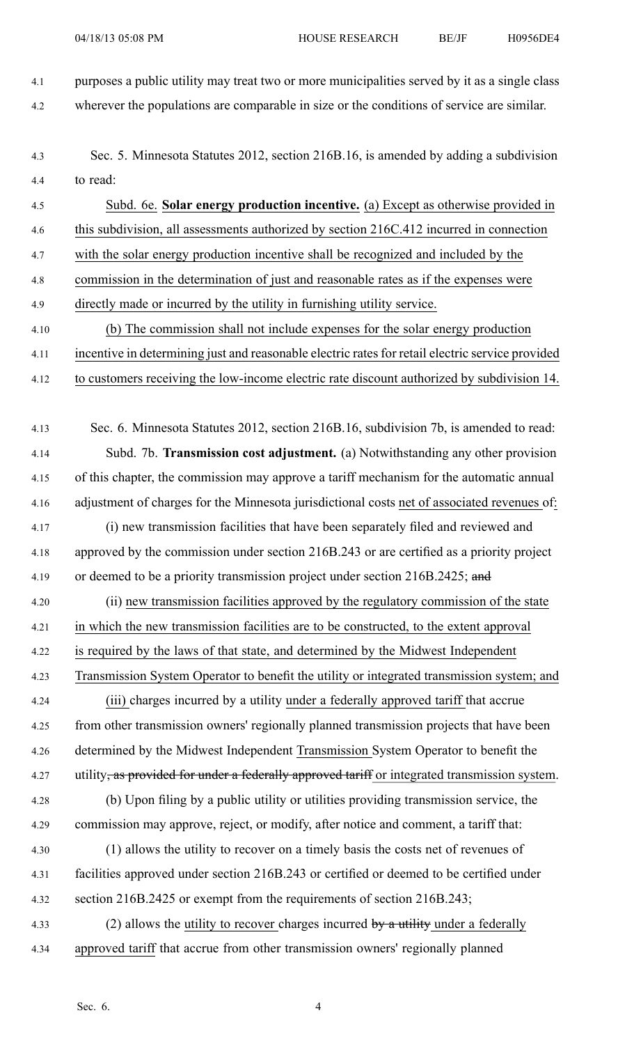purposes a public utility may treat two or more municipalities served by it as a single class wherever the populations are comparable in size or the conditions of service are similar.

Sec. 5. Minnesota Statutes 2012, section 216B.16, is amended by adding a subdivision to read:

Subd. 6e. **Solar energy production incentive.** (a) Except as otherwise provided in this subdivision, all assessments authorized by section 216C.412 incurred in connection with the solar energy production incentive shall be recognized and included by the commission in the determination of just and reasonable rates as if the expenses were directly made or incurred by the utility in furnishing utility service.

(b) The commission shall not include expenses for the solar energy production incentive in determining just and reasonable electric rates for retail electric service provided to customers receiving the low-income electric rate discount authorized by subdivision 14.

Sec. 6. Minnesota Statutes 2012, section 216B.16, subdivision 7b, is amended to read:

Subd. 7b. **Transmission cost adjustment.** (a) Notwithstanding any other provision of this chapter, the commission may approve a tariff mechanism for the automatic annual adjustment of charges for the Minnesota jurisdictional costs net of associated revenues of:

(i) new transmission facilities that have been separately filed and reviewed and approved by the commission under section 216B.243 or are certified as a priority project or deemed to be a priority transmission project under section 216B.2425; ~~and~~

(ii) new transmission facilities approved by the regulatory commission of the state in which the new transmission facilities are to be constructed, to the extent approval is required by the laws of that state, and determined by the Midwest Independent Transmission System Operator to benefit the utility or integrated transmission system; and

(iii) charges incurred by a utility under a federally approved tariff that accrue from other transmission owners' regionally planned transmission projects that have been determined by the Midwest Independent Transmission System Operator to benefit the utility~~, as provided for under a federally approved tariff~~ or integrated transmission system.

(b) Upon filing by a public utility or utilities providing transmission service, the commission may approve, reject, or modify, after notice and comment, a tariff that:

(1) allows the utility to recover on a timely basis the costs net of revenues of facilities approved under section 216B.243 or certified or deemed to be certified under section 216B.2425 or exempt from the requirements of section 216B.243;

(2) allows the utility to recover charges incurred ~~by a utility~~ under a federally approved tariff that accrue from other transmission owners' regionally planned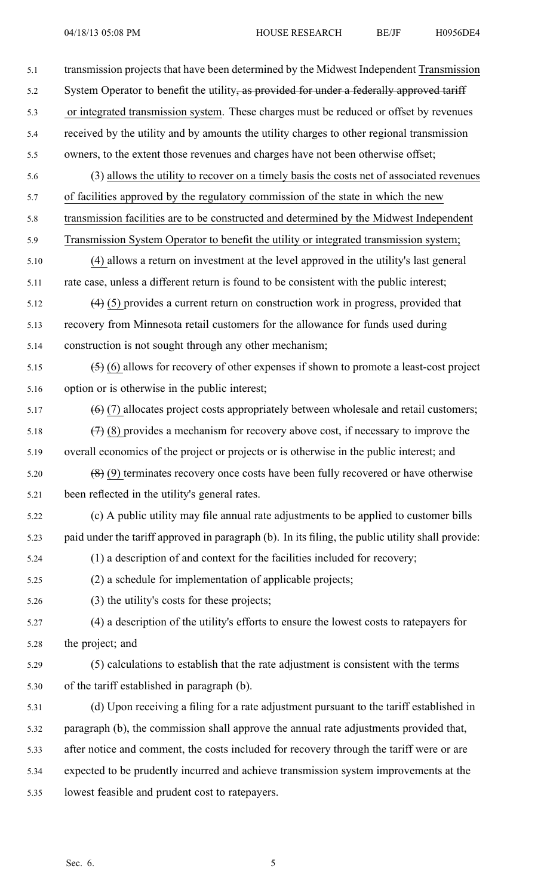transmission projects that have been determined by the Midwest Independent Transmission System Operator to benefit the utility, ~~as provided for under a federally approved tariff~~ or integrated transmission system. These charges must be reduced or offset by revenues received by the utility and by amounts the utility charges to other regional transmission owners, to the extent those revenues and charges have not been otherwise offset;

(3) allows the utility to recover on a timely basis the costs net of associated revenues of facilities approved by the regulatory commission of the state in which the new transmission facilities are to be constructed and determined by the Midwest Independent Transmission System Operator to benefit the utility or integrated transmission system;

(4) allows a return on investment at the level approved in the utility's last general rate case, unless a different return is found to be consistent with the public interest;

~~(4)~~ (5) provides a current return on construction work in progress, provided that recovery from Minnesota retail customers for the allowance for funds used during construction is not sought through any other mechanism;

~~(5)~~ (6) allows for recovery of other expenses if shown to promote a least-cost project option or is otherwise in the public interest;

~~(6)~~ (7) allocates project costs appropriately between wholesale and retail customers;

~~(7)~~ (8) provides a mechanism for recovery above cost, if necessary to improve the overall economics of the project or projects or is otherwise in the public interest; and

~~(8)~~ (9) terminates recovery once costs have been fully recovered or have otherwise been reflected in the utility's general rates.

(c) A public utility may file annual rate adjustments to be applied to customer bills paid under the tariff approved in paragraph (b). In its filing, the public utility shall provide:

(1) a description of and context for the facilities included for recovery;

(2) a schedule for implementation of applicable projects;

(3) the utility's costs for these projects;

(4) a description of the utility's efforts to ensure the lowest costs to ratepayers for the project; and

(5) calculations to establish that the rate adjustment is consistent with the terms of the tariff established in paragraph (b).

(d) Upon receiving a filing for a rate adjustment pursuant to the tariff established in paragraph (b), the commission shall approve the annual rate adjustments provided that, after notice and comment, the costs included for recovery through the tariff were or are expected to be prudently incurred and achieve transmission system improvements at the lowest feasible and prudent cost to ratepayers.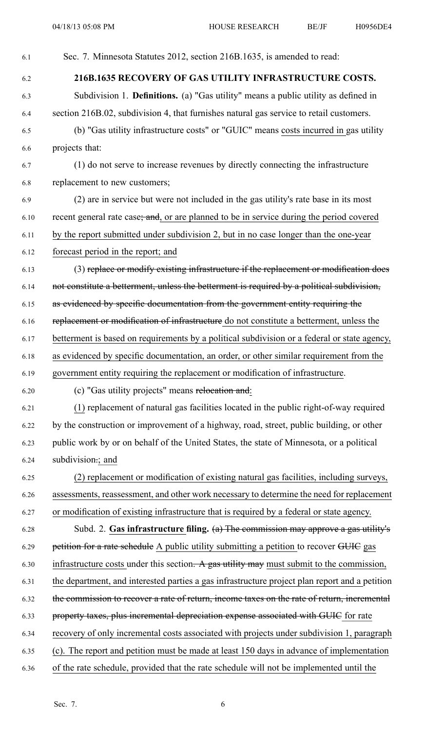Sec. 7. Minnesota Statutes 2012, section 216B.1635, is amended to read:

**216B.1635 RECOVERY OF GAS UTILITY INFRASTRUCTURE COSTS.**

Subdivision 1. **Definitions.** (a) "Gas utility" means a public utility as defined in section 216B.02, subdivision 4, that furnishes natural gas service to retail customers.

(b) "Gas utility infrastructure costs" or "GUIC" means costs incurred in gas utility projects that:

(1) do not serve to increase revenues by directly connecting the infrastructure replacement to new customers;

(2) are in service but were not included in the gas utility's rate base in its most recent general rate case~~; and~~, or are planned to be in service during the period covered by the report submitted under subdivision 2, but in no case longer than the one-year forecast period in the report; and

(3) ~~replace or modify existing infrastructure if the replacement or modification does not constitute a betterment, unless the betterment is required by a political subdivision, as evidenced by specific documentation from the government entity requiring the replacement or modification of infrastructure~~ do not constitute a betterment, unless the betterment is based on requirements by a political subdivision or a federal or state agency, as evidenced by specific documentation, an order, or other similar requirement from the government entity requiring the replacement or modification of infrastructure.

(c) "Gas utility projects" means ~~relocation and~~:

(1) replacement of natural gas facilities located in the public right-of-way required by the construction or improvement of a highway, road, street, public building, or other public work by or on behalf of the United States, the state of Minnesota, or a political subdivision~~.~~; and

(2) replacement or modification of existing natural gas facilities, including surveys, assessments, reassessment, and other work necessary to determine the need for replacement or modification of existing infrastructure that is required by a federal or state agency.

Subd. 2. **Gas infrastructure filing.** ~~(a) The commission may approve a gas utility's petition for a rate schedule~~ A public utility submitting a petition to recover ~~GUIC~~ gas infrastructure costs under this section~~. A gas utility may~~ must submit to the commission, the department, and interested parties a gas infrastructure project plan report and a petition ~~the commission to recover a rate of return, income taxes on the rate of return, incremental property taxes, plus incremental depreciation expense associated with GUIC~~ for rate recovery of only incremental costs associated with projects under subdivision 1, paragraph (c). The report and petition must be made at least 150 days in advance of implementation of the rate schedule, provided that the rate schedule will not be implemented until the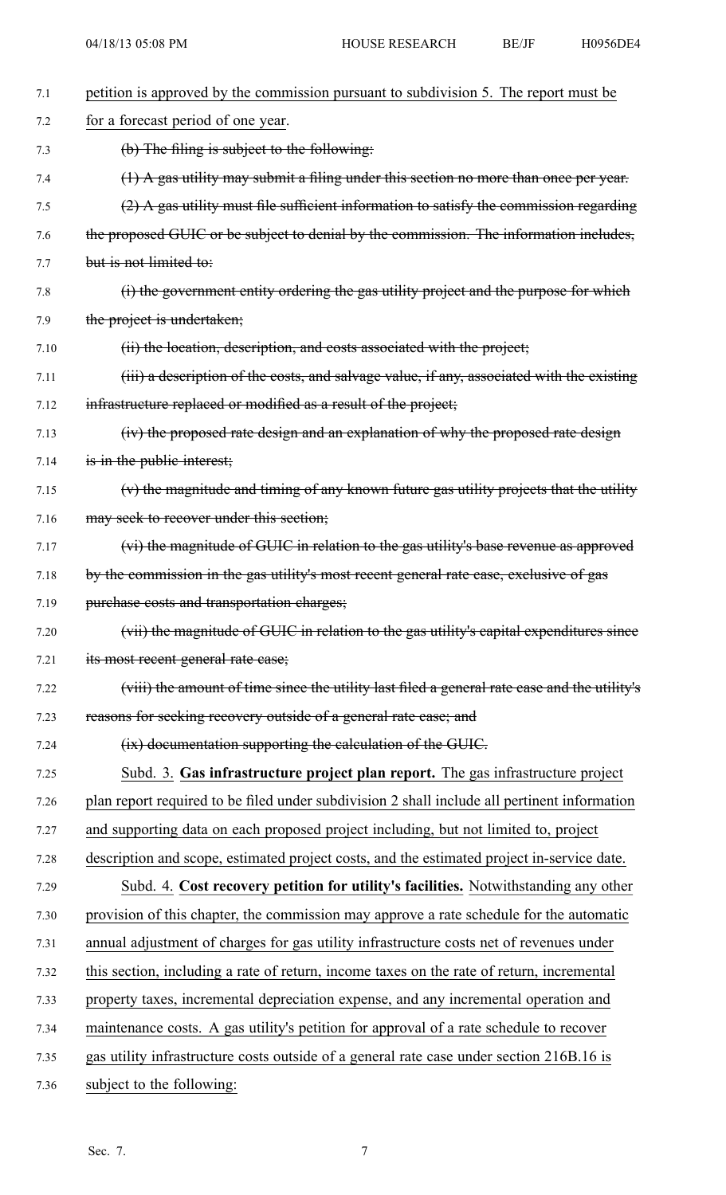petition is approved by the commission pursuant to subdivision 5. The report must be for a forecast period of one year.

~~(b) The filing is subject to the following:~~

~~(1) A gas utility may submit a filing under this section no more than once per year.~~

~~(2) A gas utility must file sufficient information to satisfy the commission regarding the proposed GUIC or be subject to denial by the commission. The information includes, but is not limited to:~~

~~(i) the government entity ordering the gas utility project and the purpose for which the project is undertaken;~~

~~(ii) the location, description, and costs associated with the project;~~

~~(iii) a description of the costs, and salvage value, if any, associated with the existing infrastructure replaced or modified as a result of the project;~~

~~(iv) the proposed rate design and an explanation of why the proposed rate design is in the public interest;~~

~~(v) the magnitude and timing of any known future gas utility projects that the utility may seek to recover under this section;~~

~~(vi) the magnitude of GUIC in relation to the gas utility's base revenue as approved by the commission in the gas utility's most recent general rate case, exclusive of gas purchase costs and transportation charges;~~

~~(vii) the magnitude of GUIC in relation to the gas utility's capital expenditures since its most recent general rate case;~~

~~(viii) the amount of time since the utility last filed a general rate case and the utility's reasons for seeking recovery outside of a general rate case; and~~

~~(ix) documentation supporting the calculation of the GUIC.~~

Subd. 3. **Gas infrastructure project plan report.** The gas infrastructure project plan report required to be filed under subdivision 2 shall include all pertinent information and supporting data on each proposed project including, but not limited to, project description and scope, estimated project costs, and the estimated project in-service date.

Subd. 4. **Cost recovery petition for utility's facilities.** Notwithstanding any other provision of this chapter, the commission may approve a rate schedule for the automatic annual adjustment of charges for gas utility infrastructure costs net of revenues under this section, including a rate of return, income taxes on the rate of return, incremental property taxes, incremental depreciation expense, and any incremental operation and maintenance costs. A gas utility's petition for approval of a rate schedule to recover gas utility infrastructure costs outside of a general rate case under section 216B.16 is subject to the following: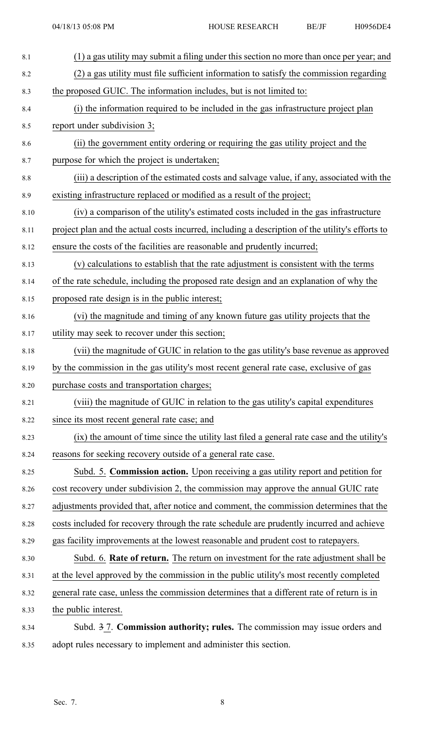(1) a gas utility may submit a filing under this section no more than once per year; and

(2) a gas utility must file sufficient information to satisfy the commission regarding the proposed GUIC. The information includes, but is not limited to:

(i) the information required to be included in the gas infrastructure project plan report under subdivision 3;

(ii) the government entity ordering or requiring the gas utility project and the purpose for which the project is undertaken;

(iii) a description of the estimated costs and salvage value, if any, associated with the existing infrastructure replaced or modified as a result of the project;

(iv) a comparison of the utility's estimated costs included in the gas infrastructure project plan and the actual costs incurred, including a description of the utility's efforts to ensure the costs of the facilities are reasonable and prudently incurred;

(v) calculations to establish that the rate adjustment is consistent with the terms of the rate schedule, including the proposed rate design and an explanation of why the proposed rate design is in the public interest;

(vi) the magnitude and timing of any known future gas utility projects that the utility may seek to recover under this section;

(vii) the magnitude of GUIC in relation to the gas utility's base revenue as approved by the commission in the gas utility's most recent general rate case, exclusive of gas purchase costs and transportation charges;

(viii) the magnitude of GUIC in relation to the gas utility's capital expenditures since its most recent general rate case; and

(ix) the amount of time since the utility last filed a general rate case and the utility's reasons for seeking recovery outside of a general rate case.

Subd. 5. **Commission action.** Upon receiving a gas utility report and petition for cost recovery under subdivision 2, the commission may approve the annual GUIC rate adjustments provided that, after notice and comment, the commission determines that the costs included for recovery through the rate schedule are prudently incurred and achieve gas facility improvements at the lowest reasonable and prudent cost to ratepayers.

Subd. 6. **Rate of return.** The return on investment for the rate adjustment shall be at the level approved by the commission in the public utility's most recently completed general rate case, unless the commission determines that a different rate of return is in the public interest.

Subd. ~~3~~ 7. **Commission authority; rules.** The commission may issue orders and adopt rules necessary to implement and administer this section.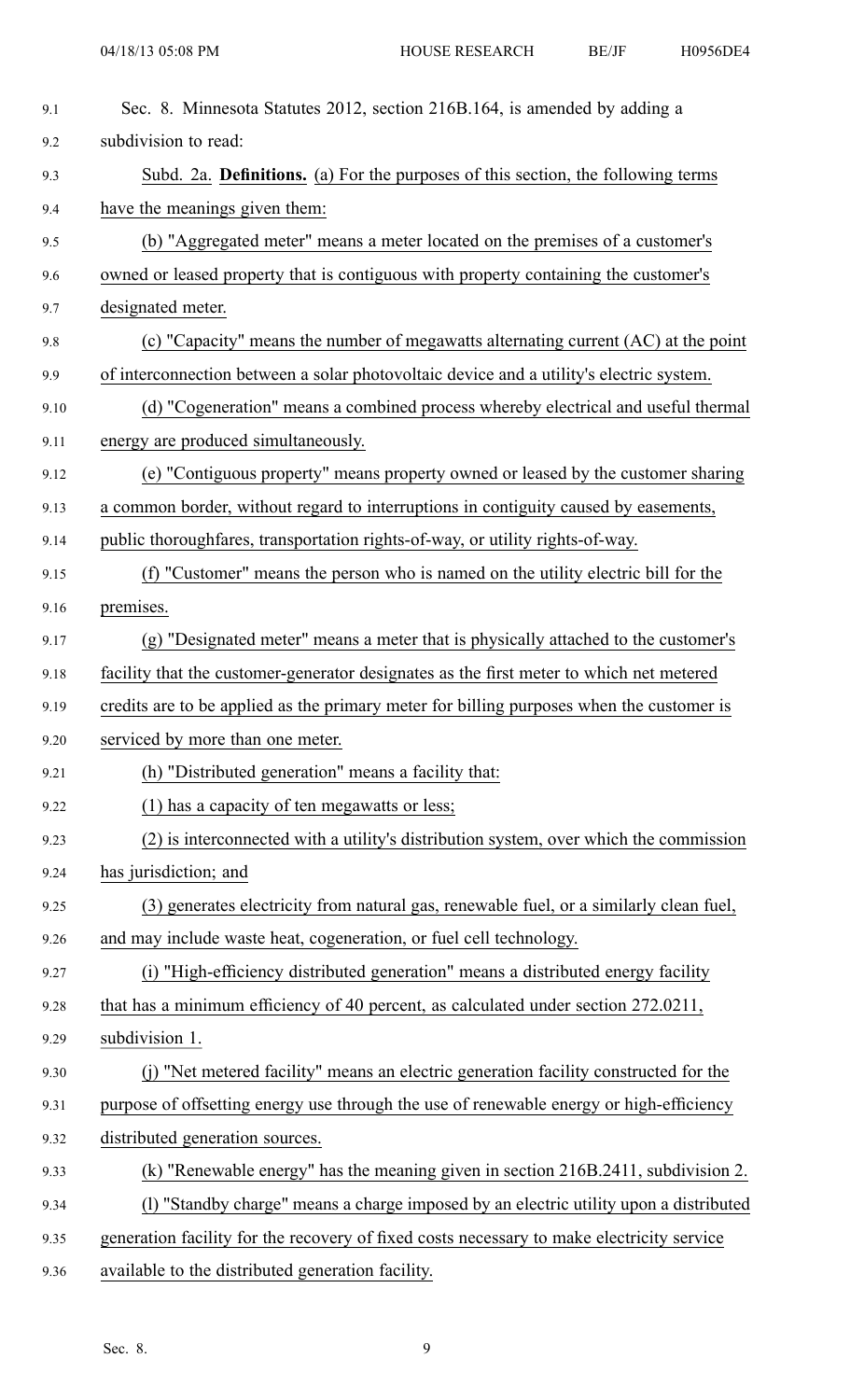Sec. 8. Minnesota Statutes 2012, section 216B.164, is amended by adding a subdivision to read:

Subd. 2a. **Definitions.** (a) For the purposes of this section, the following terms have the meanings given them:

(b) "Aggregated meter" means a meter located on the premises of a customer's owned or leased property that is contiguous with property containing the customer's designated meter.

(c) "Capacity" means the number of megawatts alternating current (AC) at the point of interconnection between a solar photovoltaic device and a utility's electric system.

(d) "Cogeneration" means a combined process whereby electrical and useful thermal energy are produced simultaneously.

(e) "Contiguous property" means property owned or leased by the customer sharing a common border, without regard to interruptions in contiguity caused by easements, public thoroughfares, transportation rights-of-way, or utility rights-of-way.

(f) "Customer" means the person who is named on the utility electric bill for the premises.

(g) "Designated meter" means a meter that is physically attached to the customer's facility that the customer-generator designates as the first meter to which net metered credits are to be applied as the primary meter for billing purposes when the customer is serviced by more than one meter.

(h) "Distributed generation" means a facility that:

(1) has a capacity of ten megawatts or less;

(2) is interconnected with a utility's distribution system, over which the commission has jurisdiction; and

(3) generates electricity from natural gas, renewable fuel, or a similarly clean fuel, and may include waste heat, cogeneration, or fuel cell technology.

(i) "High-efficiency distributed generation" means a distributed energy facility that has a minimum efficiency of 40 percent, as calculated under section 272.0211, subdivision 1.

(j) "Net metered facility" means an electric generation facility constructed for the purpose of offsetting energy use through the use of renewable energy or high-efficiency distributed generation sources.

(k) "Renewable energy" has the meaning given in section 216B.2411, subdivision 2.

(l) "Standby charge" means a charge imposed by an electric utility upon a distributed generation facility for the recovery of fixed costs necessary to make electricity service available to the distributed generation facility.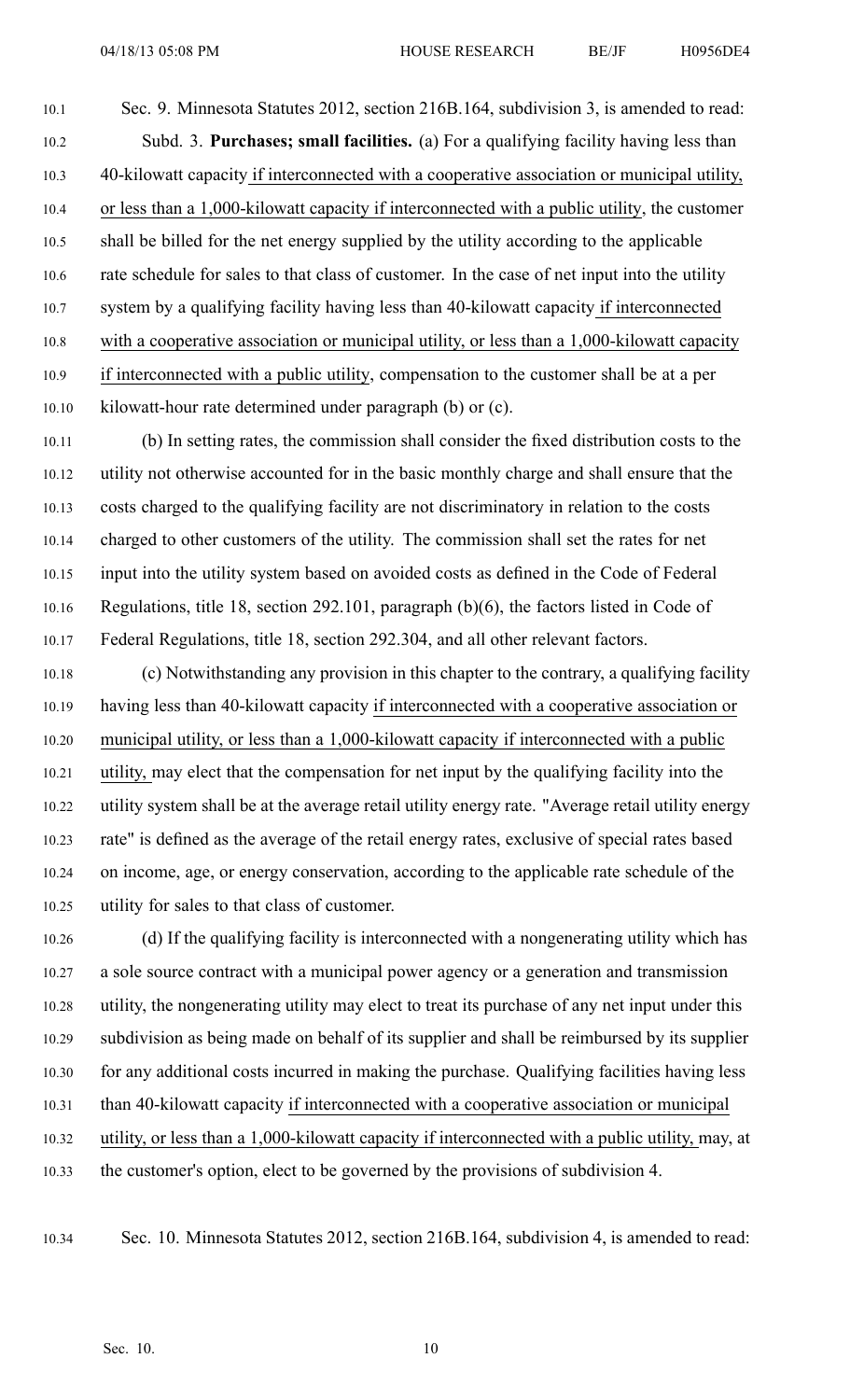Sec. 9. Minnesota Statutes 2012, section 216B.164, subdivision 3, is amended to read:

Subd. 3. **Purchases; small facilities.** (a) For a qualifying facility having less than 40-kilowatt capacity if interconnected with a cooperative association or municipal utility, or less than a 1,000-kilowatt capacity if interconnected with a public utility, the customer shall be billed for the net energy supplied by the utility according to the applicable rate schedule for sales to that class of customer. In the case of net input into the utility system by a qualifying facility having less than 40-kilowatt capacity if interconnected with a cooperative association or municipal utility, or less than a 1,000-kilowatt capacity if interconnected with a public utility, compensation to the customer shall be at a per kilowatt-hour rate determined under paragraph (b) or (c).

(b) In setting rates, the commission shall consider the fixed distribution costs to the utility not otherwise accounted for in the basic monthly charge and shall ensure that the costs charged to the qualifying facility are not discriminatory in relation to the costs charged to other customers of the utility. The commission shall set the rates for net input into the utility system based on avoided costs as defined in the Code of Federal Regulations, title 18, section 292.101, paragraph (b)(6), the factors listed in Code of Federal Regulations, title 18, section 292.304, and all other relevant factors.

(c) Notwithstanding any provision in this chapter to the contrary, a qualifying facility having less than 40-kilowatt capacity if interconnected with a cooperative association or municipal utility, or less than a 1,000-kilowatt capacity if interconnected with a public utility, may elect that the compensation for net input by the qualifying facility into the utility system shall be at the average retail utility energy rate. "Average retail utility energy rate" is defined as the average of the retail energy rates, exclusive of special rates based on income, age, or energy conservation, according to the applicable rate schedule of the utility for sales to that class of customer.

(d) If the qualifying facility is interconnected with a nongenerating utility which has a sole source contract with a municipal power agency or a generation and transmission utility, the nongenerating utility may elect to treat its purchase of any net input under this subdivision as being made on behalf of its supplier and shall be reimbursed by its supplier for any additional costs incurred in making the purchase. Qualifying facilities having less than 40-kilowatt capacity if interconnected with a cooperative association or municipal utility, or less than a 1,000-kilowatt capacity if interconnected with a public utility, may, at the customer's option, elect to be governed by the provisions of subdivision 4.

Sec. 10. Minnesota Statutes 2012, section 216B.164, subdivision 4, is amended to read: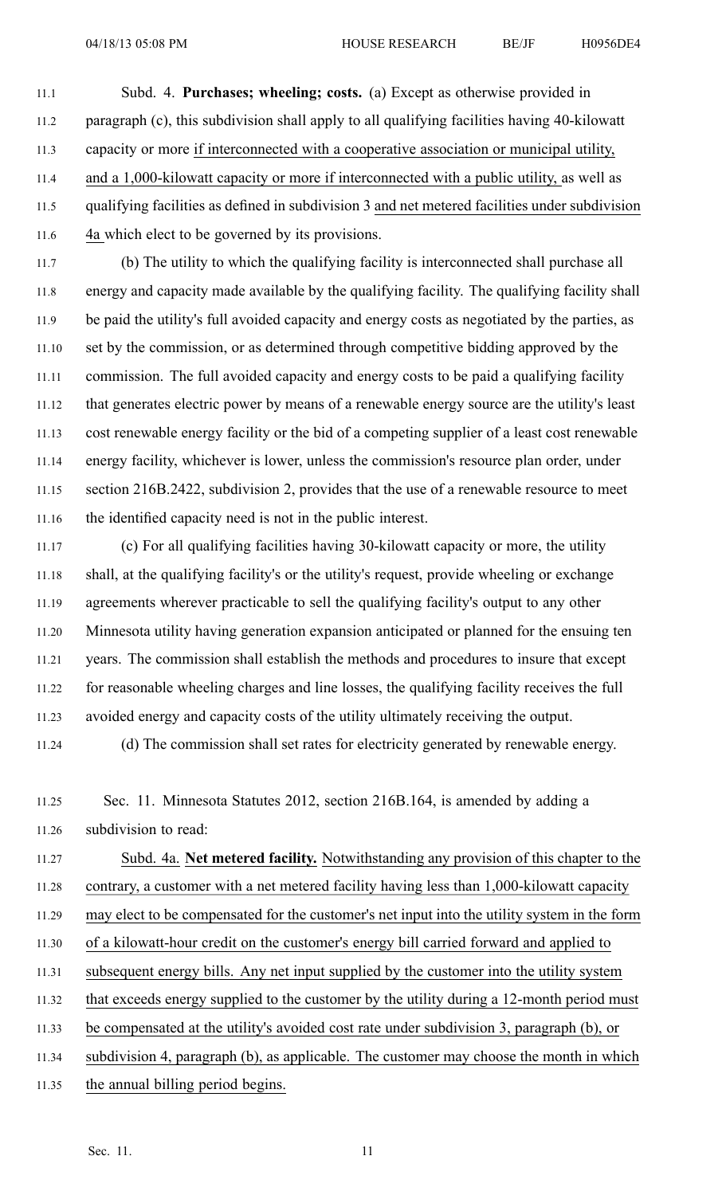Subd. 4. **Purchases; wheeling; costs.** (a) Except as otherwise provided in paragraph (c), this subdivision shall apply to all qualifying facilities having 40-kilowatt capacity or more if interconnected with a cooperative association or municipal utility, and a 1,000-kilowatt capacity or more if interconnected with a public utility, as well as qualifying facilities as defined in subdivision 3 and net metered facilities under subdivision 4a which elect to be governed by its provisions.

(b) The utility to which the qualifying facility is interconnected shall purchase all energy and capacity made available by the qualifying facility. The qualifying facility shall be paid the utility's full avoided capacity and energy costs as negotiated by the parties, as set by the commission, or as determined through competitive bidding approved by the commission. The full avoided capacity and energy costs to be paid a qualifying facility that generates electric power by means of a renewable energy source are the utility's least cost renewable energy facility or the bid of a competing supplier of a least cost renewable energy facility, whichever is lower, unless the commission's resource plan order, under section 216B.2422, subdivision 2, provides that the use of a renewable resource to meet the identified capacity need is not in the public interest.

(c) For all qualifying facilities having 30-kilowatt capacity or more, the utility shall, at the qualifying facility's or the utility's request, provide wheeling or exchange agreements wherever practicable to sell the qualifying facility's output to any other Minnesota utility having generation expansion anticipated or planned for the ensuing ten years. The commission shall establish the methods and procedures to insure that except for reasonable wheeling charges and line losses, the qualifying facility receives the full avoided energy and capacity costs of the utility ultimately receiving the output.

(d) The commission shall set rates for electricity generated by renewable energy.

Sec. 11. Minnesota Statutes 2012, section 216B.164, is amended by adding a subdivision to read:

Subd. 4a. **Net metered facility.** Notwithstanding any provision of this chapter to the contrary, a customer with a net metered facility having less than 1,000-kilowatt capacity may elect to be compensated for the customer's net input into the utility system in the form of a kilowatt-hour credit on the customer's energy bill carried forward and applied to subsequent energy bills. Any net input supplied by the customer into the utility system that exceeds energy supplied to the customer by the utility during a 12-month period must be compensated at the utility's avoided cost rate under subdivision 3, paragraph (b), or subdivision 4, paragraph (b), as applicable. The customer may choose the month in which the annual billing period begins.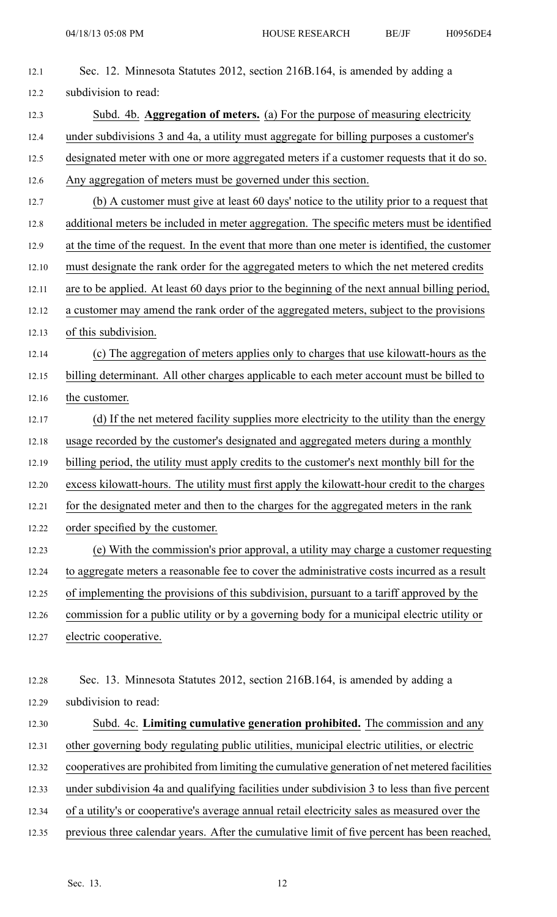Sec. 12. Minnesota Statutes 2012, section 216B.164, is amended by adding a subdivision to read:

Subd. 4b. **Aggregation of meters.** (a) For the purpose of measuring electricity under subdivisions 3 and 4a, a utility must aggregate for billing purposes a customer's designated meter with one or more aggregated meters if a customer requests that it do so. Any aggregation of meters must be governed under this section.

(b) A customer must give at least 60 days' notice to the utility prior to a request that additional meters be included in meter aggregation. The specific meters must be identified at the time of the request. In the event that more than one meter is identified, the customer must designate the rank order for the aggregated meters to which the net metered credits are to be applied. At least 60 days prior to the beginning of the next annual billing period, a customer may amend the rank order of the aggregated meters, subject to the provisions of this subdivision.

(c) The aggregation of meters applies only to charges that use kilowatt-hours as the billing determinant. All other charges applicable to each meter account must be billed to the customer.

(d) If the net metered facility supplies more electricity to the utility than the energy usage recorded by the customer's designated and aggregated meters during a monthly billing period, the utility must apply credits to the customer's next monthly bill for the excess kilowatt-hours. The utility must first apply the kilowatt-hour credit to the charges for the designated meter and then to the charges for the aggregated meters in the rank order specified by the customer.

(e) With the commission's prior approval, a utility may charge a customer requesting to aggregate meters a reasonable fee to cover the administrative costs incurred as a result of implementing the provisions of this subdivision, pursuant to a tariff approved by the commission for a public utility or by a governing body for a municipal electric utility or electric cooperative.

Sec. 13. Minnesota Statutes 2012, section 216B.164, is amended by adding a subdivision to read:

Subd. 4c. **Limiting cumulative generation prohibited.** The commission and any other governing body regulating public utilities, municipal electric utilities, or electric cooperatives are prohibited from limiting the cumulative generation of net metered facilities under subdivision 4a and qualifying facilities under subdivision 3 to less than five percent of a utility's or cooperative's average annual retail electricity sales as measured over the previous three calendar years. After the cumulative limit of five percent has been reached,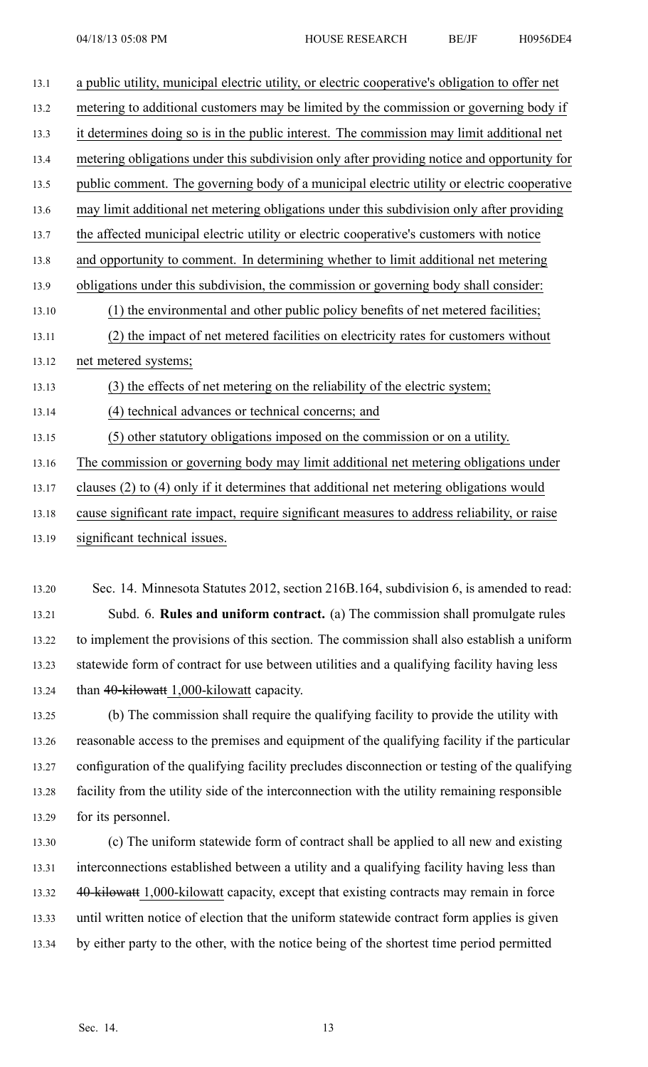a public utility, municipal electric utility, or electric cooperative's obligation to offer net metering to additional customers may be limited by the commission or governing body if it determines doing so is in the public interest. The commission may limit additional net metering obligations under this subdivision only after providing notice and opportunity for public comment. The governing body of a municipal electric utility or electric cooperative may limit additional net metering obligations under this subdivision only after providing the affected municipal electric utility or electric cooperative's customers with notice and opportunity to comment. In determining whether to limit additional net metering obligations under this subdivision, the commission or governing body shall consider:

(1) the environmental and other public policy benefits of net metered facilities;

(2) the impact of net metered facilities on electricity rates for customers without net metered systems;

(3) the effects of net metering on the reliability of the electric system;

(4) technical advances or technical concerns; and

(5) other statutory obligations imposed on the commission or on a utility.

The commission or governing body may limit additional net metering obligations under clauses (2) to (4) only if it determines that additional net metering obligations would cause significant rate impact, require significant measures to address reliability, or raise significant technical issues.

Sec. 14. Minnesota Statutes 2012, section 216B.164, subdivision 6, is amended to read:

Subd. 6. **Rules and uniform contract.** (a) The commission shall promulgate rules to implement the provisions of this section. The commission shall also establish a uniform statewide form of contract for use between utilities and a qualifying facility having less than ~~40-kilowatt~~ 1,000-kilowatt capacity.

(b) The commission shall require the qualifying facility to provide the utility with reasonable access to the premises and equipment of the qualifying facility if the particular configuration of the qualifying facility precludes disconnection or testing of the qualifying facility from the utility side of the interconnection with the utility remaining responsible for its personnel.

(c) The uniform statewide form of contract shall be applied to all new and existing interconnections established between a utility and a qualifying facility having less than ~~40 kilowatt~~ 1,000-kilowatt capacity, except that existing contracts may remain in force until written notice of election that the uniform statewide contract form applies is given by either party to the other, with the notice being of the shortest time period permitted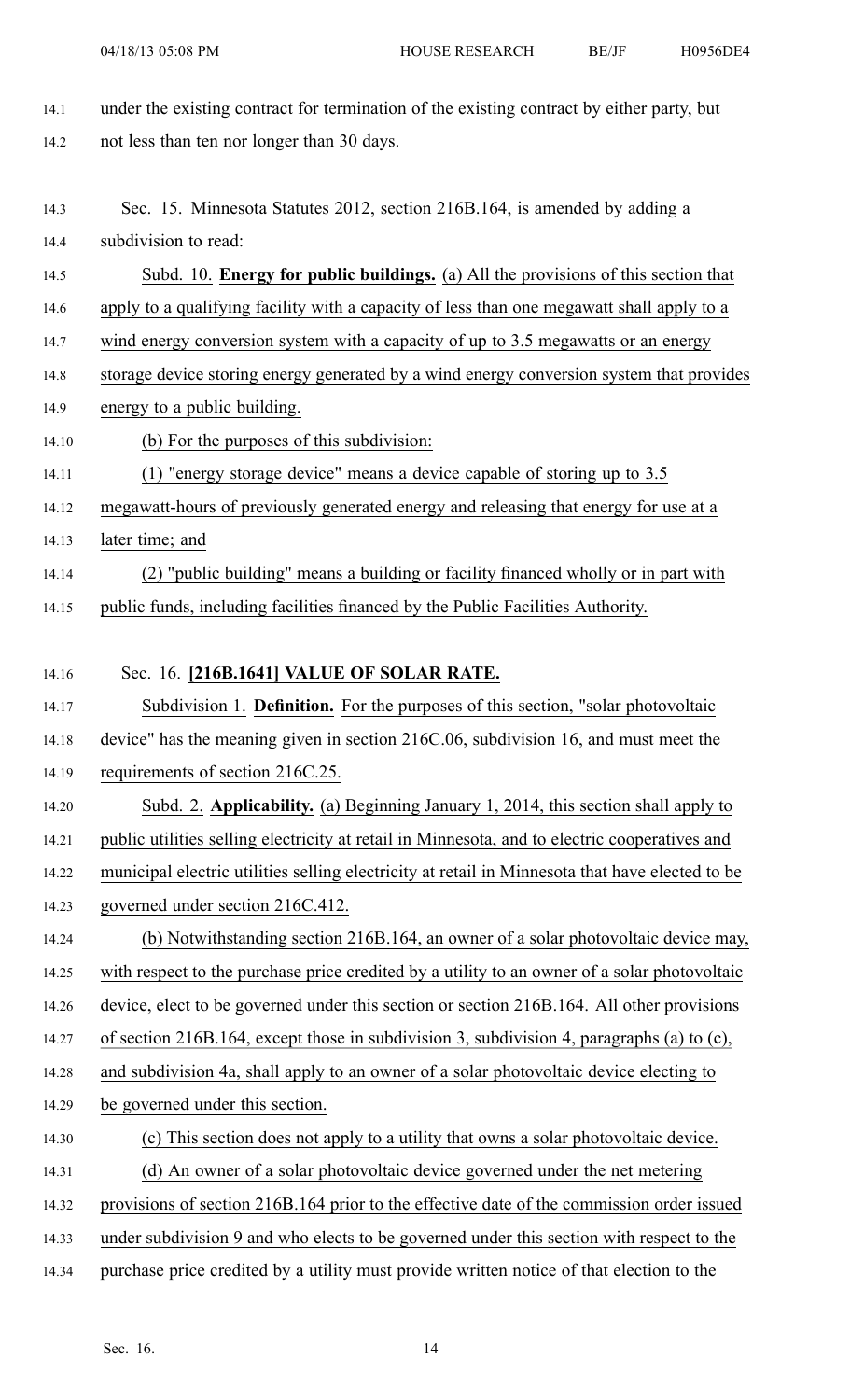under the existing contract for termination of the existing contract by either party, but not less than ten nor longer than 30 days.

Sec. 15. Minnesota Statutes 2012, section 216B.164, is amended by adding a subdivision to read:

Subd. 10. **Energy for public buildings.** (a) All the provisions of this section that apply to a qualifying facility with a capacity of less than one megawatt shall apply to a wind energy conversion system with a capacity of up to 3.5 megawatts or an energy storage device storing energy generated by a wind energy conversion system that provides energy to a public building.

(b) For the purposes of this subdivision:

(1) "energy storage device" means a device capable of storing up to 3.5 megawatt-hours of previously generated energy and releasing that energy for use at a later time; and

(2) "public building" means a building or facility financed wholly or in part with public funds, including facilities financed by the Public Facilities Authority.

Sec. 16. **[216B.1641] VALUE OF SOLAR RATE.**

Subdivision 1. **Definition.** For the purposes of this section, "solar photovoltaic device" has the meaning given in section 216C.06, subdivision 16, and must meet the requirements of section 216C.25.

Subd. 2. **Applicability.** (a) Beginning January 1, 2014, this section shall apply to public utilities selling electricity at retail in Minnesota, and to electric cooperatives and municipal electric utilities selling electricity at retail in Minnesota that have elected to be governed under section 216C.412.

(b) Notwithstanding section 216B.164, an owner of a solar photovoltaic device may, with respect to the purchase price credited by a utility to an owner of a solar photovoltaic device, elect to be governed under this section or section 216B.164. All other provisions of section 216B.164, except those in subdivision 3, subdivision 4, paragraphs (a) to (c), and subdivision 4a, shall apply to an owner of a solar photovoltaic device electing to be governed under this section.

(c) This section does not apply to a utility that owns a solar photovoltaic device.

(d) An owner of a solar photovoltaic device governed under the net metering provisions of section 216B.164 prior to the effective date of the commission order issued under subdivision 9 and who elects to be governed under this section with respect to the purchase price credited by a utility must provide written notice of that election to the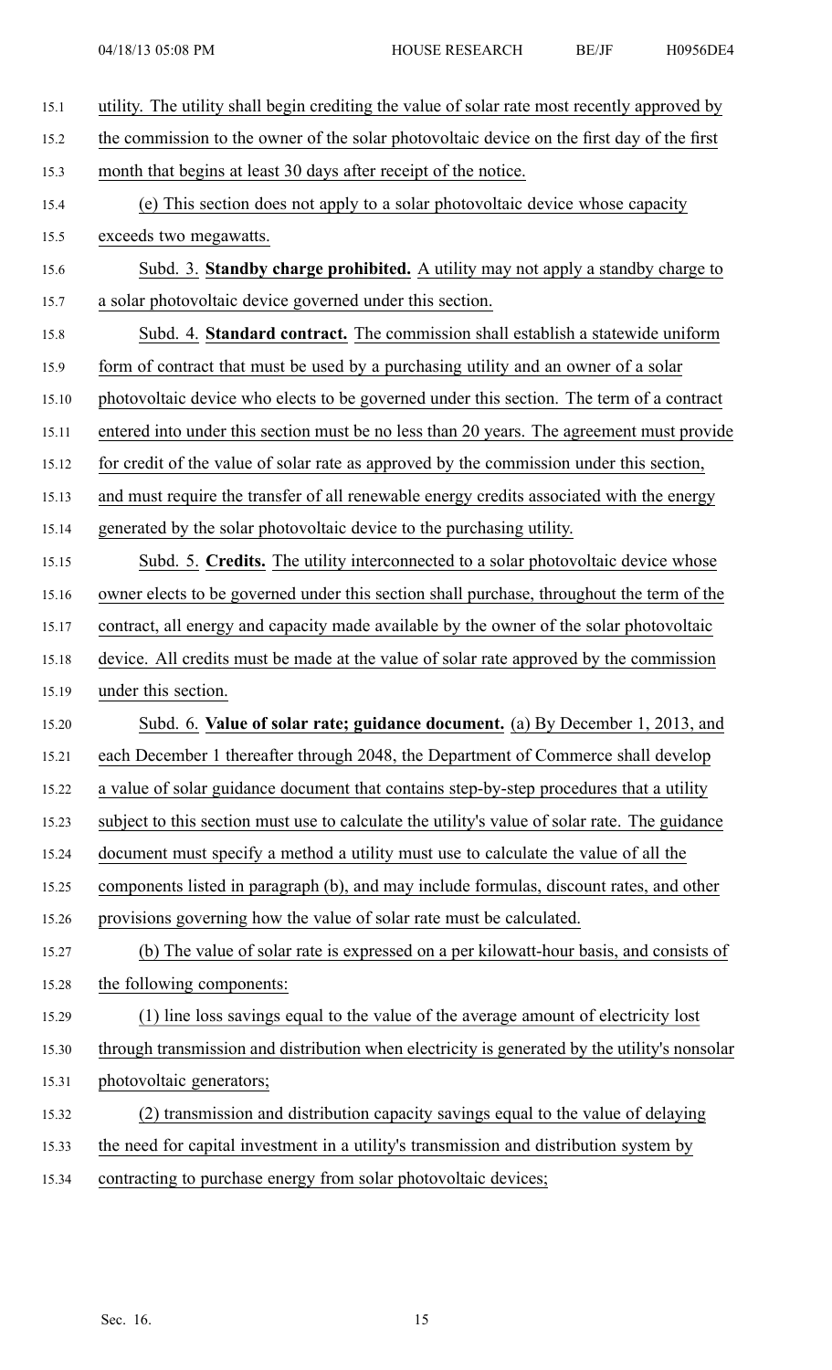utility. The utility shall begin crediting the value of solar rate most recently approved by the commission to the owner of the solar photovoltaic device on the first day of the first month that begins at least 30 days after receipt of the notice.

(e) This section does not apply to a solar photovoltaic device whose capacity exceeds two megawatts.

Subd. 3. **Standby charge prohibited.** A utility may not apply a standby charge to a solar photovoltaic device governed under this section.

Subd. 4. **Standard contract.** The commission shall establish a statewide uniform form of contract that must be used by a purchasing utility and an owner of a solar photovoltaic device who elects to be governed under this section. The term of a contract entered into under this section must be no less than 20 years. The agreement must provide for credit of the value of solar rate as approved by the commission under this section, and must require the transfer of all renewable energy credits associated with the energy generated by the solar photovoltaic device to the purchasing utility.

Subd. 5. **Credits.** The utility interconnected to a solar photovoltaic device whose owner elects to be governed under this section shall purchase, throughout the term of the contract, all energy and capacity made available by the owner of the solar photovoltaic device. All credits must be made at the value of solar rate approved by the commission under this section.

Subd. 6. **Value of solar rate; guidance document.** (a) By December 1, 2013, and each December 1 thereafter through 2048, the Department of Commerce shall develop a value of solar guidance document that contains step-by-step procedures that a utility subject to this section must use to calculate the utility's value of solar rate. The guidance document must specify a method a utility must use to calculate the value of all the components listed in paragraph (b), and may include formulas, discount rates, and other provisions governing how the value of solar rate must be calculated.

(b) The value of solar rate is expressed on a per kilowatt-hour basis, and consists of the following components:

(1) line loss savings equal to the value of the average amount of electricity lost through transmission and distribution when electricity is generated by the utility's nonsolar photovoltaic generators;

(2) transmission and distribution capacity savings equal to the value of delaying the need for capital investment in a utility's transmission and distribution system by contracting to purchase energy from solar photovoltaic devices;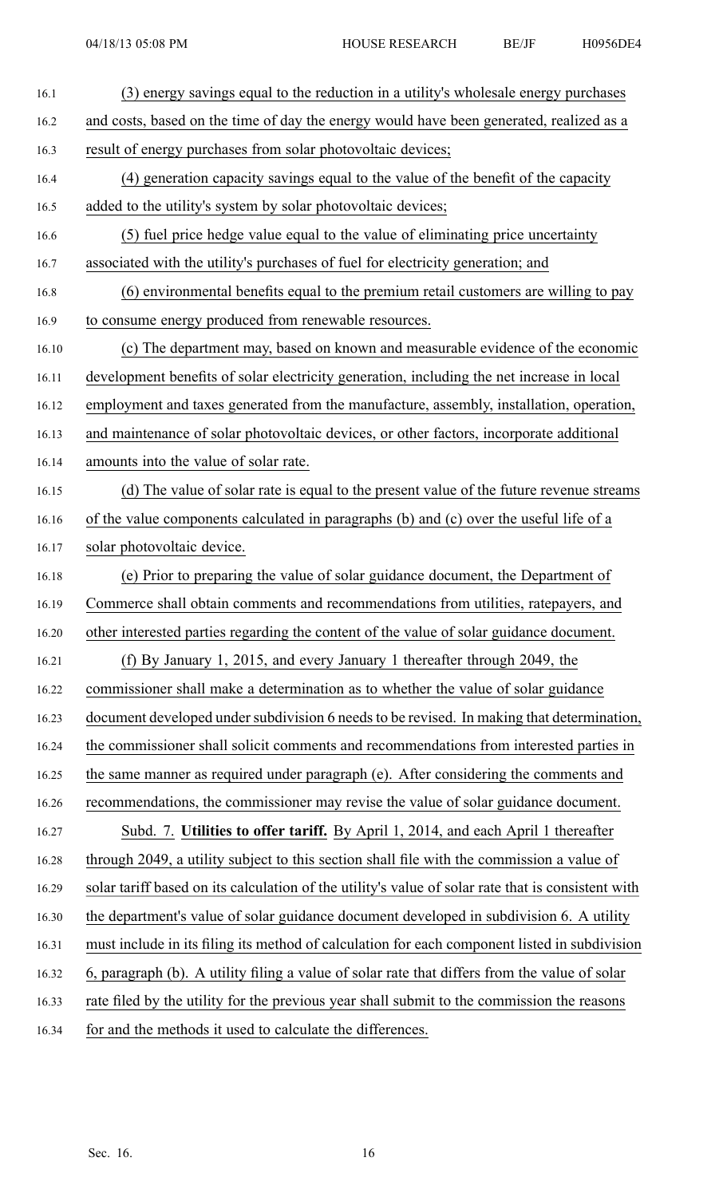(3) energy savings equal to the reduction in a utility's wholesale energy purchases and costs, based on the time of day the energy would have been generated, realized as a result of energy purchases from solar photovoltaic devices;

(4) generation capacity savings equal to the value of the benefit of the capacity added to the utility's system by solar photovoltaic devices;

(5) fuel price hedge value equal to the value of eliminating price uncertainty associated with the utility's purchases of fuel for electricity generation; and

(6) environmental benefits equal to the premium retail customers are willing to pay to consume energy produced from renewable resources.

(c) The department may, based on known and measurable evidence of the economic development benefits of solar electricity generation, including the net increase in local employment and taxes generated from the manufacture, assembly, installation, operation, and maintenance of solar photovoltaic devices, or other factors, incorporate additional amounts into the value of solar rate.

(d) The value of solar rate is equal to the present value of the future revenue streams of the value components calculated in paragraphs (b) and (c) over the useful life of a solar photovoltaic device.

(e) Prior to preparing the value of solar guidance document, the Department of Commerce shall obtain comments and recommendations from utilities, ratepayers, and other interested parties regarding the content of the value of solar guidance document.

(f) By January 1, 2015, and every January 1 thereafter through 2049, the commissioner shall make a determination as to whether the value of solar guidance document developed under subdivision 6 needs to be revised. In making that determination, the commissioner shall solicit comments and recommendations from interested parties in the same manner as required under paragraph (e). After considering the comments and recommendations, the commissioner may revise the value of solar guidance document.

Subd. 7. **Utilities to offer tariff.** By April 1, 2014, and each April 1 thereafter through 2049, a utility subject to this section shall file with the commission a value of solar tariff based on its calculation of the utility's value of solar rate that is consistent with the department's value of solar guidance document developed in subdivision 6. A utility must include in its filing its method of calculation for each component listed in subdivision 6, paragraph (b). A utility filing a value of solar rate that differs from the value of solar rate filed by the utility for the previous year shall submit to the commission the reasons for and the methods it used to calculate the differences.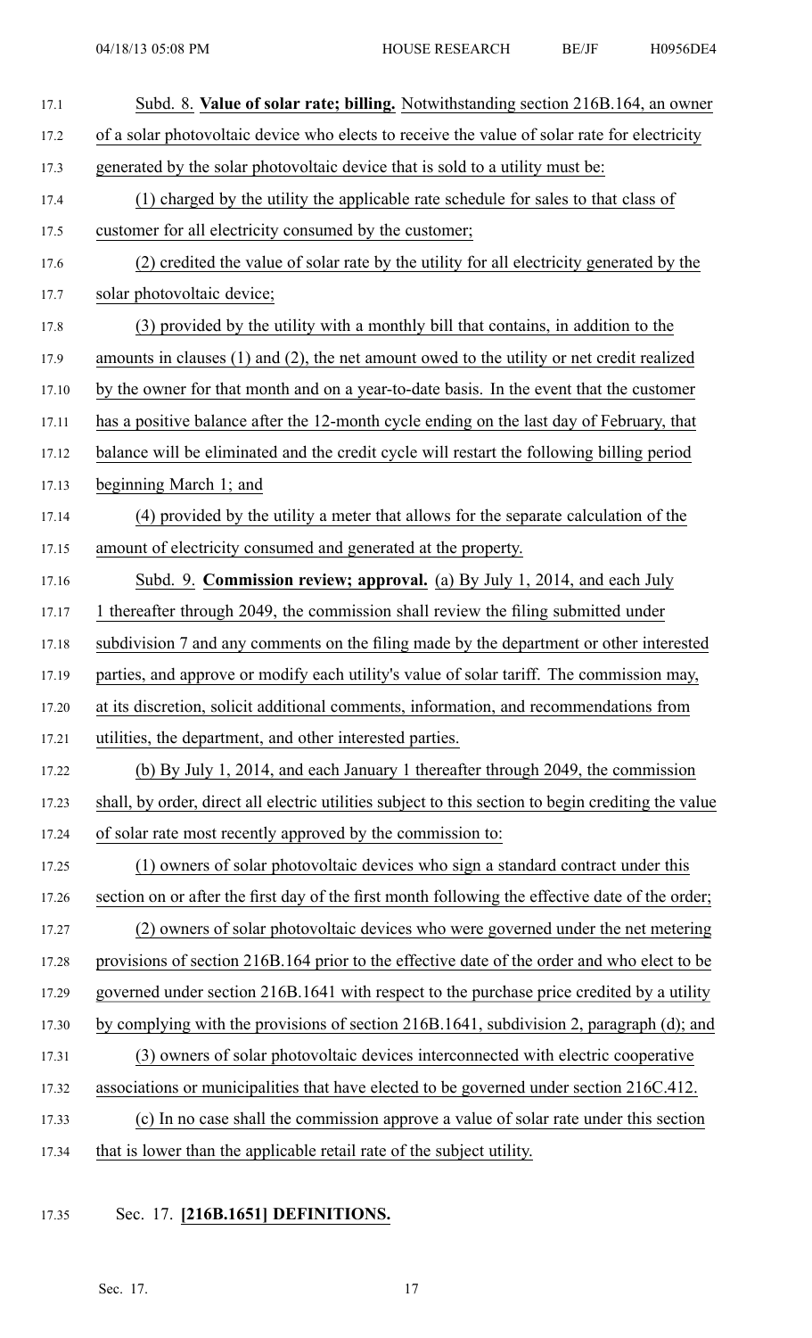Subd. 8. **Value of solar rate; billing.** Notwithstanding section 216B.164, an owner of a solar photovoltaic device who elects to receive the value of solar rate for electricity generated by the solar photovoltaic device that is sold to a utility must be:

(1) charged by the utility the applicable rate schedule for sales to that class of customer for all electricity consumed by the customer;

(2) credited the value of solar rate by the utility for all electricity generated by the solar photovoltaic device;

(3) provided by the utility with a monthly bill that contains, in addition to the amounts in clauses (1) and (2), the net amount owed to the utility or net credit realized by the owner for that month and on a year-to-date basis. In the event that the customer has a positive balance after the 12-month cycle ending on the last day of February, that balance will be eliminated and the credit cycle will restart the following billing period beginning March 1; and

(4) provided by the utility a meter that allows for the separate calculation of the amount of electricity consumed and generated at the property.

Subd. 9. **Commission review; approval.** (a) By July 1, 2014, and each July 1 thereafter through 2049, the commission shall review the filing submitted under subdivision 7 and any comments on the filing made by the department or other interested parties, and approve or modify each utility's value of solar tariff. The commission may, at its discretion, solicit additional comments, information, and recommendations from utilities, the department, and other interested parties.

(b) By July 1, 2014, and each January 1 thereafter through 2049, the commission shall, by order, direct all electric utilities subject to this section to begin crediting the value of solar rate most recently approved by the commission to:

(1) owners of solar photovoltaic devices who sign a standard contract under this section on or after the first day of the first month following the effective date of the order;

(2) owners of solar photovoltaic devices who were governed under the net metering provisions of section 216B.164 prior to the effective date of the order and who elect to be governed under section 216B.1641 with respect to the purchase price credited by a utility by complying with the provisions of section 216B.1641, subdivision 2, paragraph (d); and

(3) owners of solar photovoltaic devices interconnected with electric cooperative associations or municipalities that have elected to be governed under section 216C.412.

(c) In no case shall the commission approve a value of solar rate under this section that is lower than the applicable retail rate of the subject utility.

Sec. 17. **[216B.1651] DEFINITIONS.**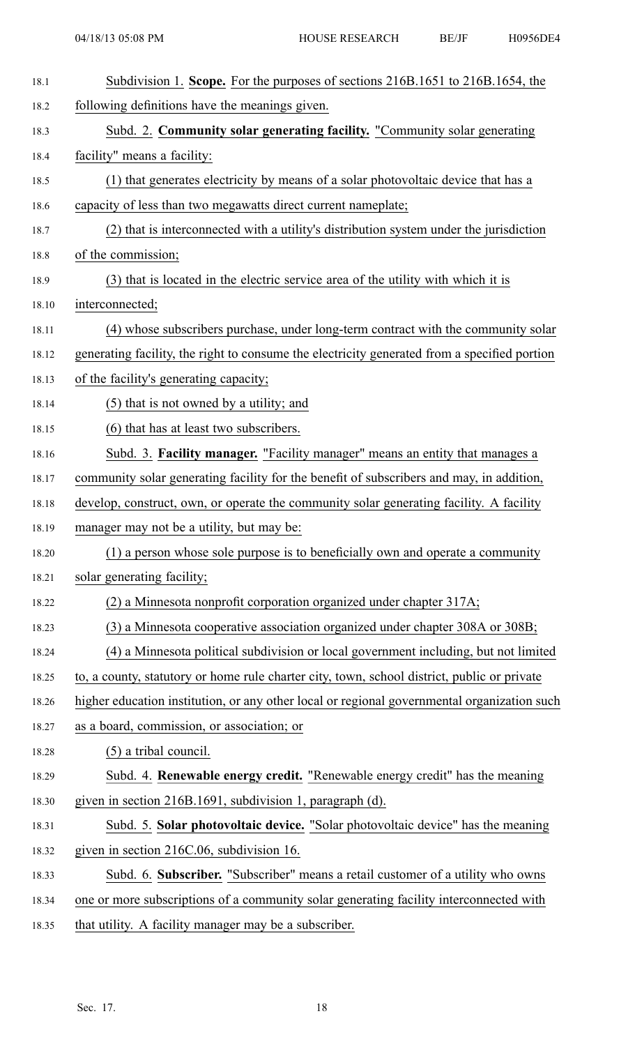Subdivision 1. **Scope.** For the purposes of sections 216B.1651 to 216B.1654, the following definitions have the meanings given.

Subd. 2. **Community solar generating facility.** "Community solar generating facility" means a facility:

(1) that generates electricity by means of a solar photovoltaic device that has a capacity of less than two megawatts direct current nameplate;

(2) that is interconnected with a utility's distribution system under the jurisdiction of the commission;

(3) that is located in the electric service area of the utility with which it is interconnected;

(4) whose subscribers purchase, under long-term contract with the community solar generating facility, the right to consume the electricity generated from a specified portion of the facility's generating capacity;

(5) that is not owned by a utility; and

(6) that has at least two subscribers.

Subd. 3. **Facility manager.** "Facility manager" means an entity that manages a community solar generating facility for the benefit of subscribers and may, in addition, develop, construct, own, or operate the community solar generating facility. A facility manager may not be a utility, but may be:

(1) a person whose sole purpose is to beneficially own and operate a community solar generating facility;

(2) a Minnesota nonprofit corporation organized under chapter 317A;

(3) a Minnesota cooperative association organized under chapter 308A or 308B;

(4) a Minnesota political subdivision or local government including, but not limited to, a county, statutory or home rule charter city, town, school district, public or private higher education institution, or any other local or regional governmental organization such as a board, commission, or association; or

(5) a tribal council.

Subd. 4. **Renewable energy credit.** "Renewable energy credit" has the meaning given in section 216B.1691, subdivision 1, paragraph (d).

Subd. 5. **Solar photovoltaic device.** "Solar photovoltaic device" has the meaning given in section 216C.06, subdivision 16.

Subd. 6. **Subscriber.** "Subscriber" means a retail customer of a utility who owns one or more subscriptions of a community solar generating facility interconnected with that utility. A facility manager may be a subscriber.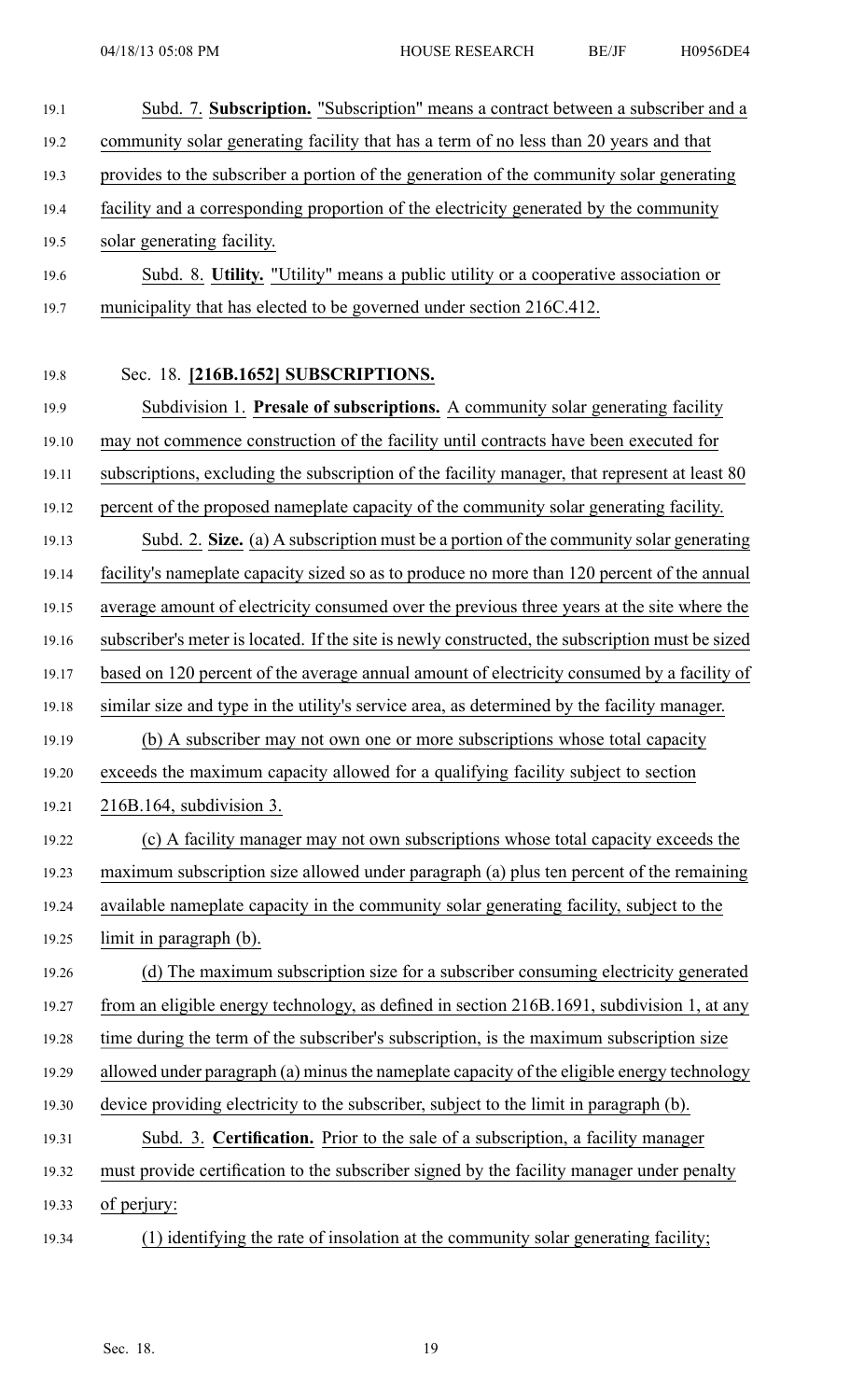Subd. 7. **Subscription.** "Subscription" means a contract between a subscriber and a community solar generating facility that has a term of no less than 20 years and that provides to the subscriber a portion of the generation of the community solar generating facility and a corresponding proportion of the electricity generated by the community solar generating facility.

Subd. 8. **Utility.** "Utility" means a public utility or a cooperative association or municipality that has elected to be governed under section 216C.412.

Sec. 18. **[216B.1652] SUBSCRIPTIONS.**

Subdivision 1. **Presale of subscriptions.** A community solar generating facility may not commence construction of the facility until contracts have been executed for subscriptions, excluding the subscription of the facility manager, that represent at least 80 percent of the proposed nameplate capacity of the community solar generating facility.

Subd. 2. **Size.** (a) A subscription must be a portion of the community solar generating facility's nameplate capacity sized so as to produce no more than 120 percent of the annual average amount of electricity consumed over the previous three years at the site where the subscriber's meter is located. If the site is newly constructed, the subscription must be sized based on 120 percent of the average annual amount of electricity consumed by a facility of similar size and type in the utility's service area, as determined by the facility manager.

(b) A subscriber may not own one or more subscriptions whose total capacity exceeds the maximum capacity allowed for a qualifying facility subject to section 216B.164, subdivision 3.

(c) A facility manager may not own subscriptions whose total capacity exceeds the maximum subscription size allowed under paragraph (a) plus ten percent of the remaining available nameplate capacity in the community solar generating facility, subject to the limit in paragraph (b).

(d) The maximum subscription size for a subscriber consuming electricity generated from an eligible energy technology, as defined in section 216B.1691, subdivision 1, at any time during the term of the subscriber's subscription, is the maximum subscription size allowed under paragraph (a) minus the nameplate capacity of the eligible energy technology device providing electricity to the subscriber, subject to the limit in paragraph (b).

Subd. 3. **Certification.** Prior to the sale of a subscription, a facility manager must provide certification to the subscriber signed by the facility manager under penalty of perjury:

(1) identifying the rate of insolation at the community solar generating facility;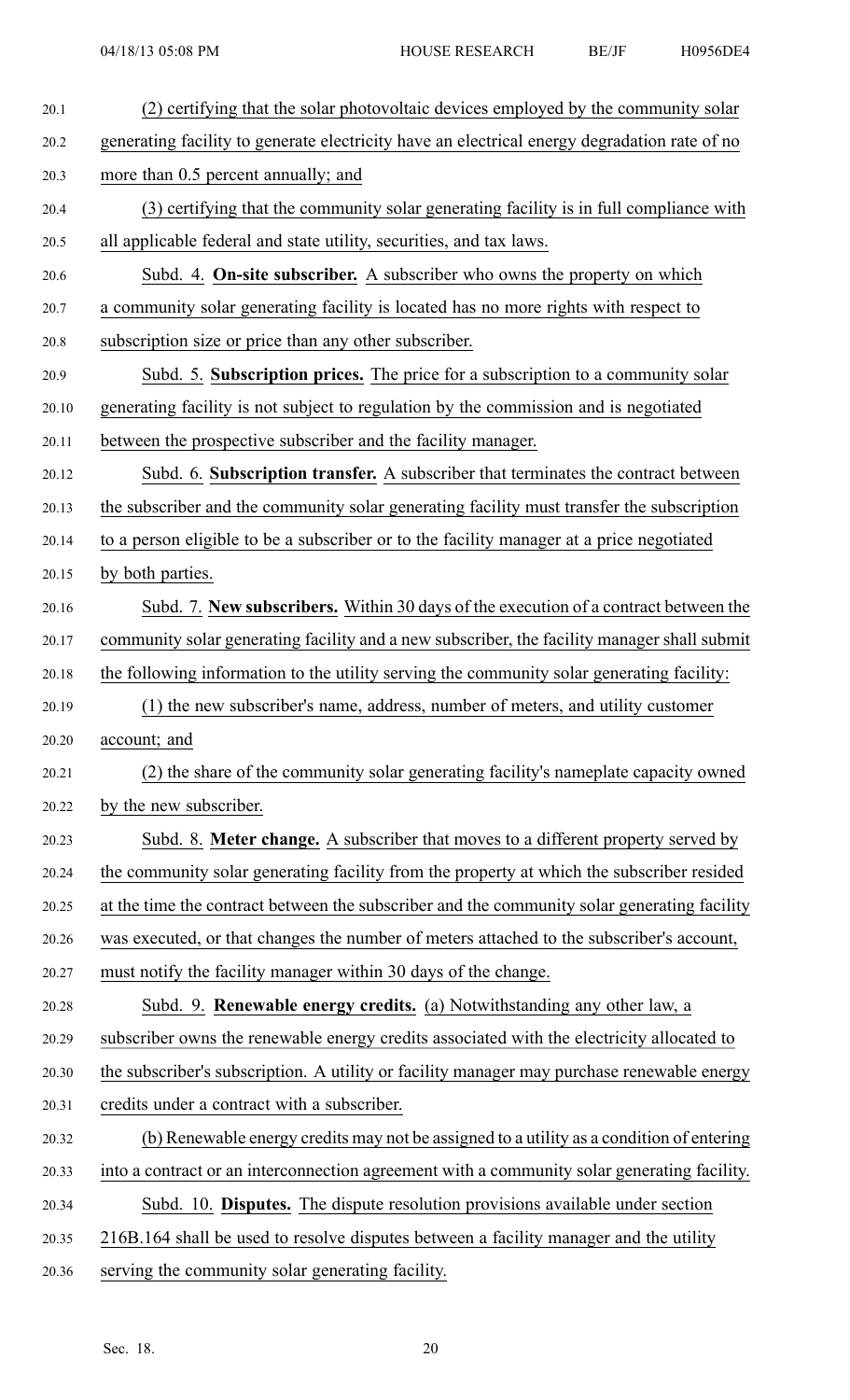(2) certifying that the solar photovoltaic devices employed by the community solar generating facility to generate electricity have an electrical energy degradation rate of no more than 0.5 percent annually; and

(3) certifying that the community solar generating facility is in full compliance with all applicable federal and state utility, securities, and tax laws.

Subd. 4. **On-site subscriber.** A subscriber who owns the property on which a community solar generating facility is located has no more rights with respect to subscription size or price than any other subscriber.

Subd. 5. **Subscription prices.** The price for a subscription to a community solar generating facility is not subject to regulation by the commission and is negotiated between the prospective subscriber and the facility manager.

Subd. 6. **Subscription transfer.** A subscriber that terminates the contract between the subscriber and the community solar generating facility must transfer the subscription to a person eligible to be a subscriber or to the facility manager at a price negotiated by both parties.

Subd. 7. **New subscribers.** Within 30 days of the execution of a contract between the community solar generating facility and a new subscriber, the facility manager shall submit the following information to the utility serving the community solar generating facility:

(1) the new subscriber's name, address, number of meters, and utility customer account; and

(2) the share of the community solar generating facility's nameplate capacity owned by the new subscriber.

Subd. 8. **Meter change.** A subscriber that moves to a different property served by the community solar generating facility from the property at which the subscriber resided at the time the contract between the subscriber and the community solar generating facility was executed, or that changes the number of meters attached to the subscriber's account, must notify the facility manager within 30 days of the change.

Subd. 9. **Renewable energy credits.** (a) Notwithstanding any other law, a subscriber owns the renewable energy credits associated with the electricity allocated to the subscriber's subscription. A utility or facility manager may purchase renewable energy credits under a contract with a subscriber.

(b) Renewable energy credits may not be assigned to a utility as a condition of entering into a contract or an interconnection agreement with a community solar generating facility.

Subd. 10. **Disputes.** The dispute resolution provisions available under section 216B.164 shall be used to resolve disputes between a facility manager and the utility serving the community solar generating facility.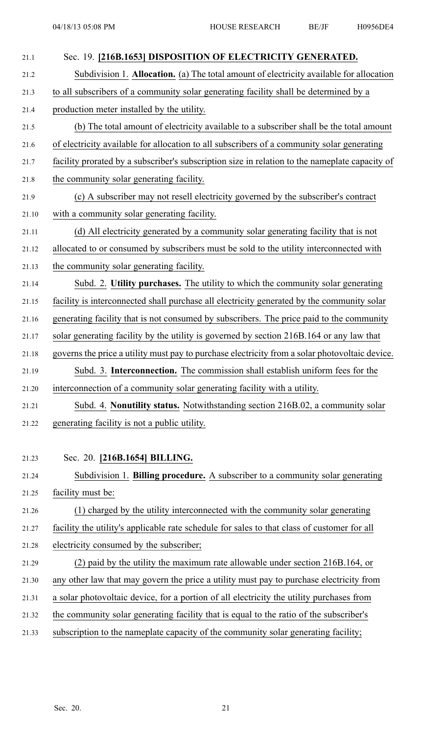Sec. 19. **[216B.1653] DISPOSITION OF ELECTRICITY GENERATED.**

Subdivision 1. **Allocation.** (a) The total amount of electricity available for allocation to all subscribers of a community solar generating facility shall be determined by a production meter installed by the utility.

(b) The total amount of electricity available to a subscriber shall be the total amount of electricity available for allocation to all subscribers of a community solar generating facility prorated by a subscriber's subscription size in relation to the nameplate capacity of the community solar generating facility.

(c) A subscriber may not resell electricity governed by the subscriber's contract with a community solar generating facility.

(d) All electricity generated by a community solar generating facility that is not allocated to or consumed by subscribers must be sold to the utility interconnected with the community solar generating facility.

Subd. 2. **Utility purchases.** The utility to which the community solar generating facility is interconnected shall purchase all electricity generated by the community solar generating facility that is not consumed by subscribers. The price paid to the community solar generating facility by the utility is governed by section 216B.164 or any law that governs the price a utility must pay to purchase electricity from a solar photovoltaic device.

Subd. 3. **Interconnection.** The commission shall establish uniform fees for the interconnection of a community solar generating facility with a utility.

Subd. 4. **Nonutility status.** Notwithstanding section 216B.02, a community solar generating facility is not a public utility.

Sec. 20. **[216B.1654] BILLING.**

Subdivision 1. **Billing procedure.** A subscriber to a community solar generating facility must be:

(1) charged by the utility interconnected with the community solar generating facility the utility's applicable rate schedule for sales to that class of customer for all electricity consumed by the subscriber;

(2) paid by the utility the maximum rate allowable under section 216B.164, or any other law that may govern the price a utility must pay to purchase electricity from a solar photovoltaic device, for a portion of all electricity the utility purchases from the community solar generating facility that is equal to the ratio of the subscriber's subscription to the nameplate capacity of the community solar generating facility;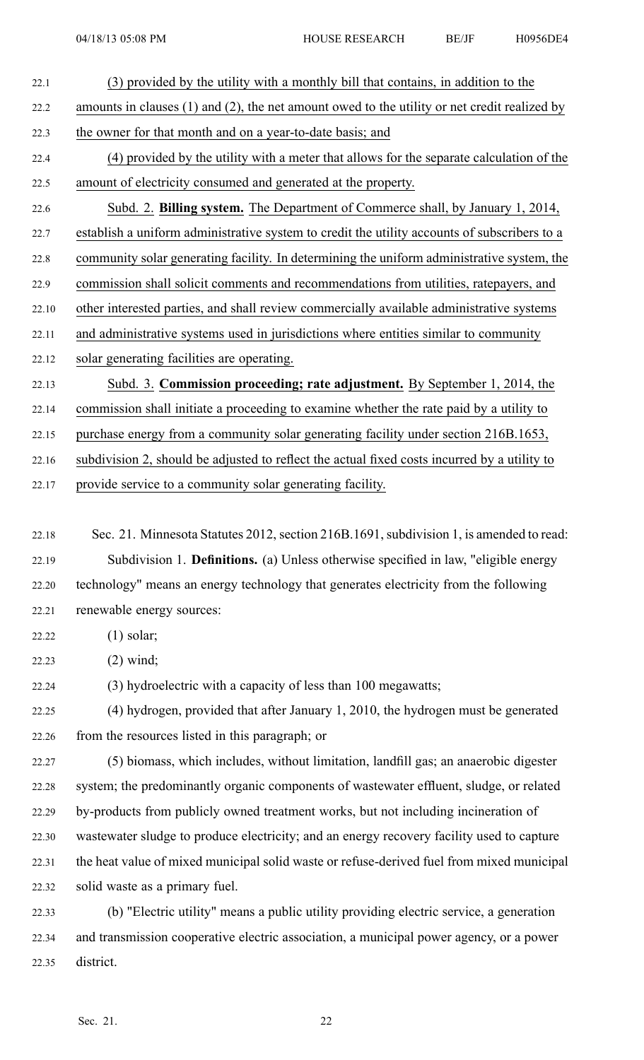(3) provided by the utility with a monthly bill that contains, in addition to the amounts in clauses (1) and (2), the net amount owed to the utility or net credit realized by the owner for that month and on a year-to-date basis; and

(4) provided by the utility with a meter that allows for the separate calculation of the amount of electricity consumed and generated at the property.

Subd. 2. **Billing system.** The Department of Commerce shall, by January 1, 2014, establish a uniform administrative system to credit the utility accounts of subscribers to a community solar generating facility. In determining the uniform administrative system, the commission shall solicit comments and recommendations from utilities, ratepayers, and other interested parties, and shall review commercially available administrative systems and administrative systems used in jurisdictions where entities similar to community solar generating facilities are operating.

Subd. 3. **Commission proceeding; rate adjustment.** By September 1, 2014, the commission shall initiate a proceeding to examine whether the rate paid by a utility to purchase energy from a community solar generating facility under section 216B.1653, subdivision 2, should be adjusted to reflect the actual fixed costs incurred by a utility to provide service to a community solar generating facility.

Sec. 21. Minnesota Statutes 2012, section 216B.1691, subdivision 1, is amended to read:

Subdivision 1. **Definitions.** (a) Unless otherwise specified in law, "eligible energy technology" means an energy technology that generates electricity from the following renewable energy sources:

(1) solar;

(2) wind;

(3) hydroelectric with a capacity of less than 100 megawatts;

(4) hydrogen, provided that after January 1, 2010, the hydrogen must be generated from the resources listed in this paragraph; or

(5) biomass, which includes, without limitation, landfill gas; an anaerobic digester system; the predominantly organic components of wastewater effluent, sludge, or related by-products from publicly owned treatment works, but not including incineration of wastewater sludge to produce electricity; and an energy recovery facility used to capture the heat value of mixed municipal solid waste or refuse-derived fuel from mixed municipal solid waste as a primary fuel.

(b) "Electric utility" means a public utility providing electric service, a generation and transmission cooperative electric association, a municipal power agency, or a power district.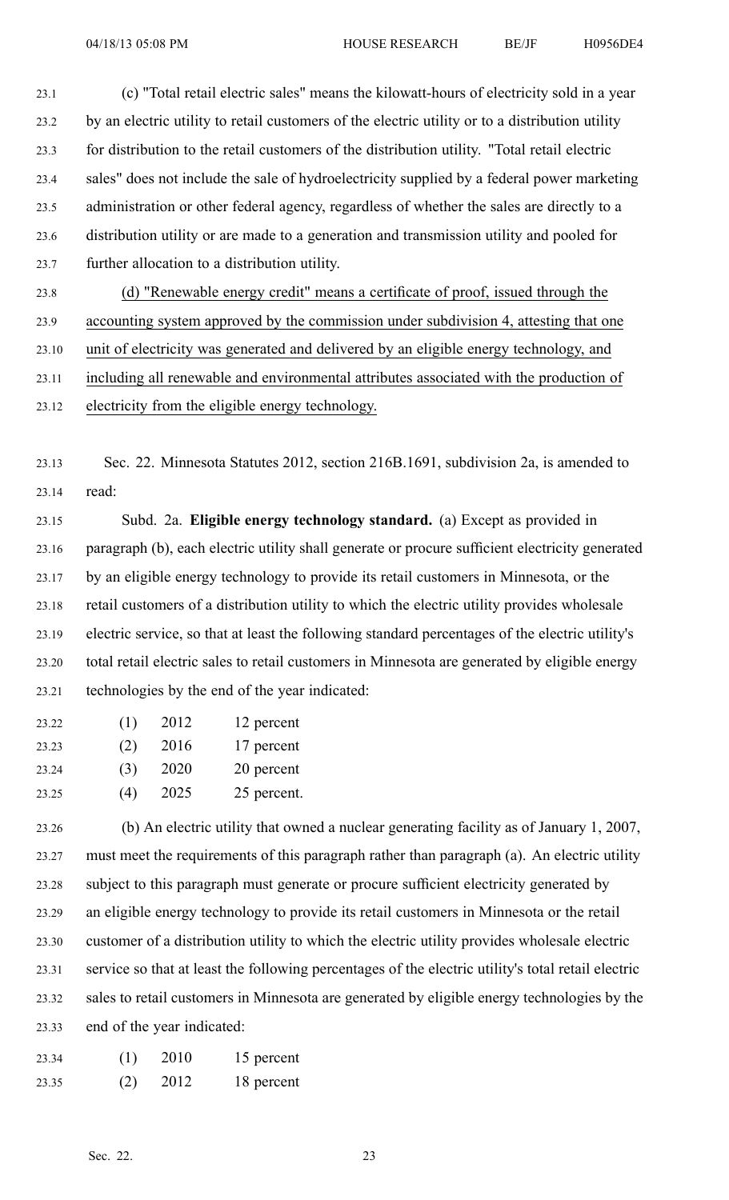(c) "Total retail electric sales" means the kilowatt-hours of electricity sold in a year by an electric utility to retail customers of the electric utility or to a distribution utility for distribution to the retail customers of the distribution utility. "Total retail electric sales" does not include the sale of hydroelectricity supplied by a federal power marketing administration or other federal agency, regardless of whether the sales are directly to a distribution utility or are made to a generation and transmission utility and pooled for further allocation to a distribution utility.

(d) "Renewable energy credit" means a certificate of proof, issued through the accounting system approved by the commission under subdivision 4, attesting that one unit of electricity was generated and delivered by an eligible energy technology, and including all renewable and environmental attributes associated with the production of electricity from the eligible energy technology.

Sec. 22. Minnesota Statutes 2012, section 216B.1691, subdivision 2a, is amended to read:

Subd. 2a. **Eligible energy technology standard.** (a) Except as provided in paragraph (b), each electric utility shall generate or procure sufficient electricity generated by an eligible energy technology to provide its retail customers in Minnesota, or the retail customers of a distribution utility to which the electric utility provides wholesale electric service, so that at least the following standard percentages of the electric utility's total retail electric sales to retail customers in Minnesota are generated by eligible energy technologies by the end of the year indicated:

(1) 2012 12 percent
(2) 2016 17 percent
(3) 2020 20 percent
(4) 2025 25 percent.

(b) An electric utility that owned a nuclear generating facility as of January 1, 2007, must meet the requirements of this paragraph rather than paragraph (a). An electric utility subject to this paragraph must generate or procure sufficient electricity generated by an eligible energy technology to provide its retail customers in Minnesota or the retail customer of a distribution utility to which the electric utility provides wholesale electric service so that at least the following percentages of the electric utility's total retail electric sales to retail customers in Minnesota are generated by eligible energy technologies by the end of the year indicated:

(1) 2010 15 percent
(2) 2012 18 percent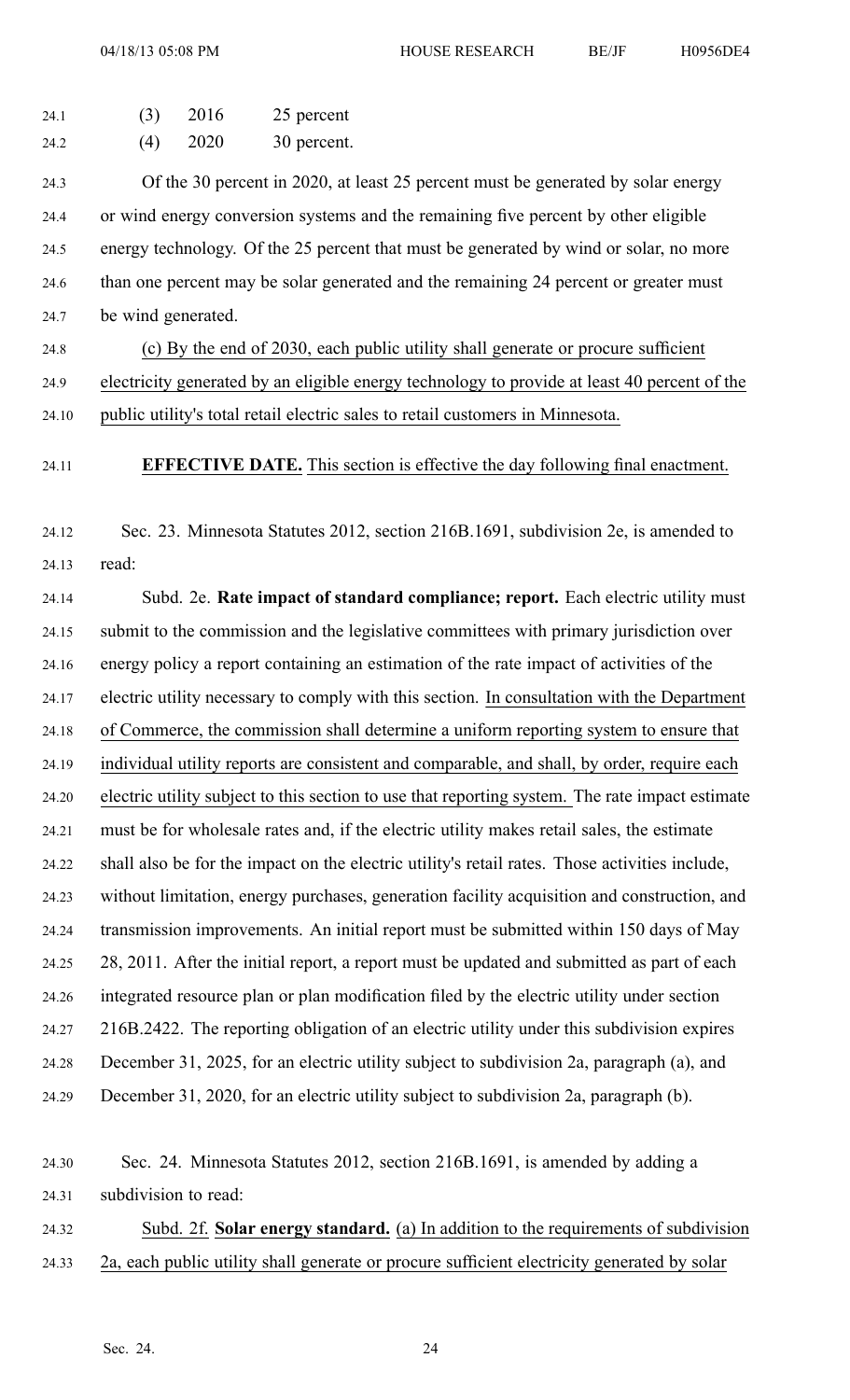(3) 2016 25 percent

(4) 2020 30 percent.

Of the 30 percent in 2020, at least 25 percent must be generated by solar energy or wind energy conversion systems and the remaining five percent by other eligible energy technology. Of the 25 percent that must be generated by wind or solar, no more than one percent may be solar generated and the remaining 24 percent or greater must be wind generated.

(c) By the end of 2030, each public utility shall generate or procure sufficient electricity generated by an eligible energy technology to provide at least 40 percent of the public utility's total retail electric sales to retail customers in Minnesota.

**EFFECTIVE DATE.** This section is effective the day following final enactment.

Sec. 23. Minnesota Statutes 2012, section 216B.1691, subdivision 2e, is amended to read:

Subd. 2e. **Rate impact of standard compliance; report.** Each electric utility must submit to the commission and the legislative committees with primary jurisdiction over energy policy a report containing an estimation of the rate impact of activities of the electric utility necessary to comply with this section. In consultation with the Department of Commerce, the commission shall determine a uniform reporting system to ensure that individual utility reports are consistent and comparable, and shall, by order, require each electric utility subject to this section to use that reporting system. The rate impact estimate must be for wholesale rates and, if the electric utility makes retail sales, the estimate shall also be for the impact on the electric utility's retail rates. Those activities include, without limitation, energy purchases, generation facility acquisition and construction, and transmission improvements. An initial report must be submitted within 150 days of May 28, 2011. After the initial report, a report must be updated and submitted as part of each integrated resource plan or plan modification filed by the electric utility under section 216B.2422. The reporting obligation of an electric utility under this subdivision expires December 31, 2025, for an electric utility subject to subdivision 2a, paragraph (a), and December 31, 2020, for an electric utility subject to subdivision 2a, paragraph (b).

Sec. 24. Minnesota Statutes 2012, section 216B.1691, is amended by adding a subdivision to read:

Subd. 2f. **Solar energy standard.** (a) In addition to the requirements of subdivision 2a, each public utility shall generate or procure sufficient electricity generated by solar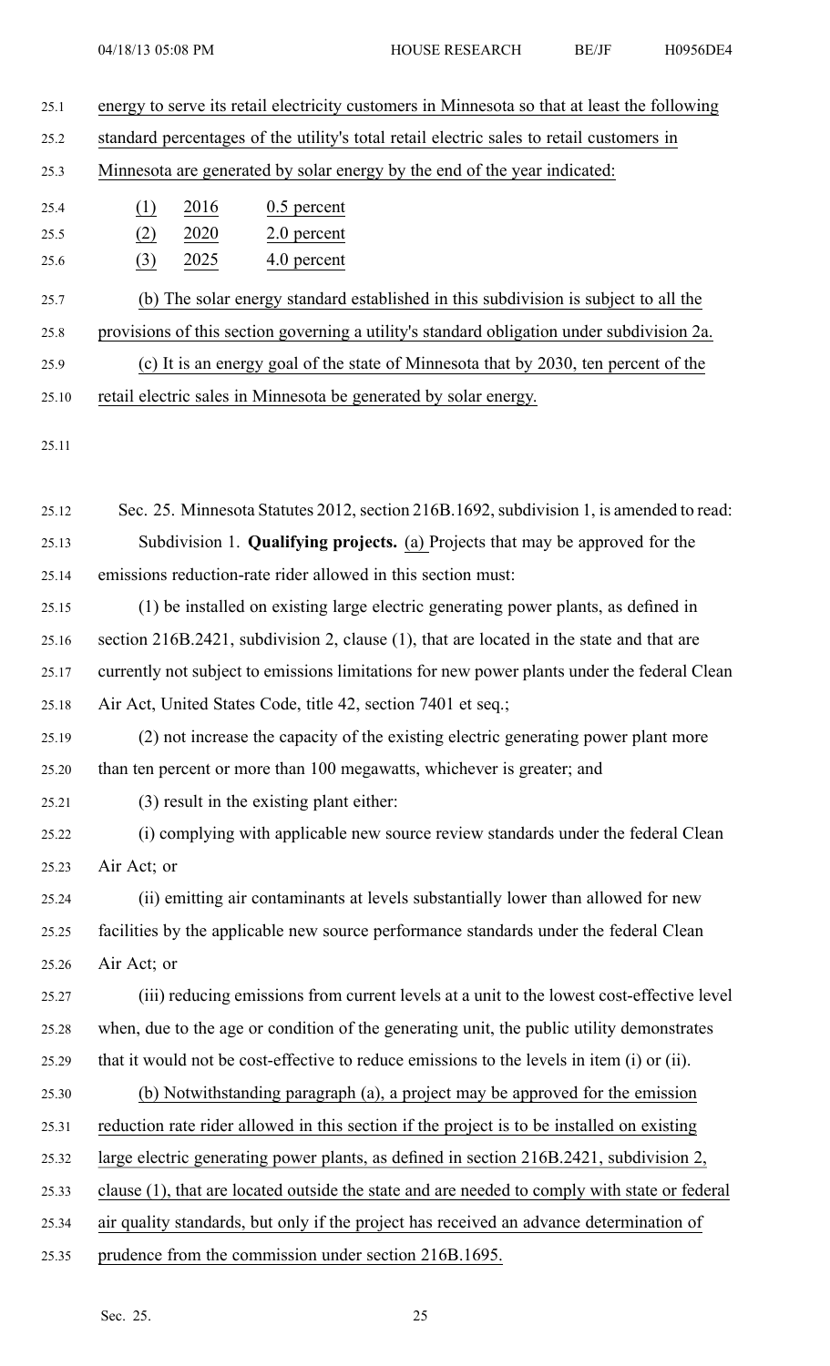energy to serve its retail electricity customers in Minnesota so that at least the following standard percentages of the utility's total retail electric sales to retail customers in Minnesota are generated by solar energy by the end of the year indicated:

| | | |
|---|---|---|
| (1) | 2016 | 0.5 percent |
| (2) | 2020 | 2.0 percent |
| (3) | 2025 | 4.0 percent |

(b) The solar energy standard established in this subdivision is subject to all the provisions of this section governing a utility's standard obligation under subdivision 2a.

(c) It is an energy goal of the state of Minnesota that by 2030, ten percent of the retail electric sales in Minnesota be generated by solar energy.

Sec. 25. Minnesota Statutes 2012, section 216B.1692, subdivision 1, is amended to read:

Subdivision 1. **Qualifying projects.** (a) Projects that may be approved for the emissions reduction-rate rider allowed in this section must:

(1) be installed on existing large electric generating power plants, as defined in section 216B.2421, subdivision 2, clause (1), that are located in the state and that are currently not subject to emissions limitations for new power plants under the federal Clean Air Act, United States Code, title 42, section 7401 et seq.;

(2) not increase the capacity of the existing electric generating power plant more than ten percent or more than 100 megawatts, whichever is greater; and

(3) result in the existing plant either:

(i) complying with applicable new source review standards under the federal Clean Air Act; or

(ii) emitting air contaminants at levels substantially lower than allowed for new facilities by the applicable new source performance standards under the federal Clean Air Act; or

(iii) reducing emissions from current levels at a unit to the lowest cost-effective level when, due to the age or condition of the generating unit, the public utility demonstrates that it would not be cost-effective to reduce emissions to the levels in item (i) or (ii).

(b) Notwithstanding paragraph (a), a project may be approved for the emission reduction rate rider allowed in this section if the project is to be installed on existing large electric generating power plants, as defined in section 216B.2421, subdivision 2, clause (1), that are located outside the state and are needed to comply with state or federal air quality standards, but only if the project has received an advance determination of prudence from the commission under section 216B.1695.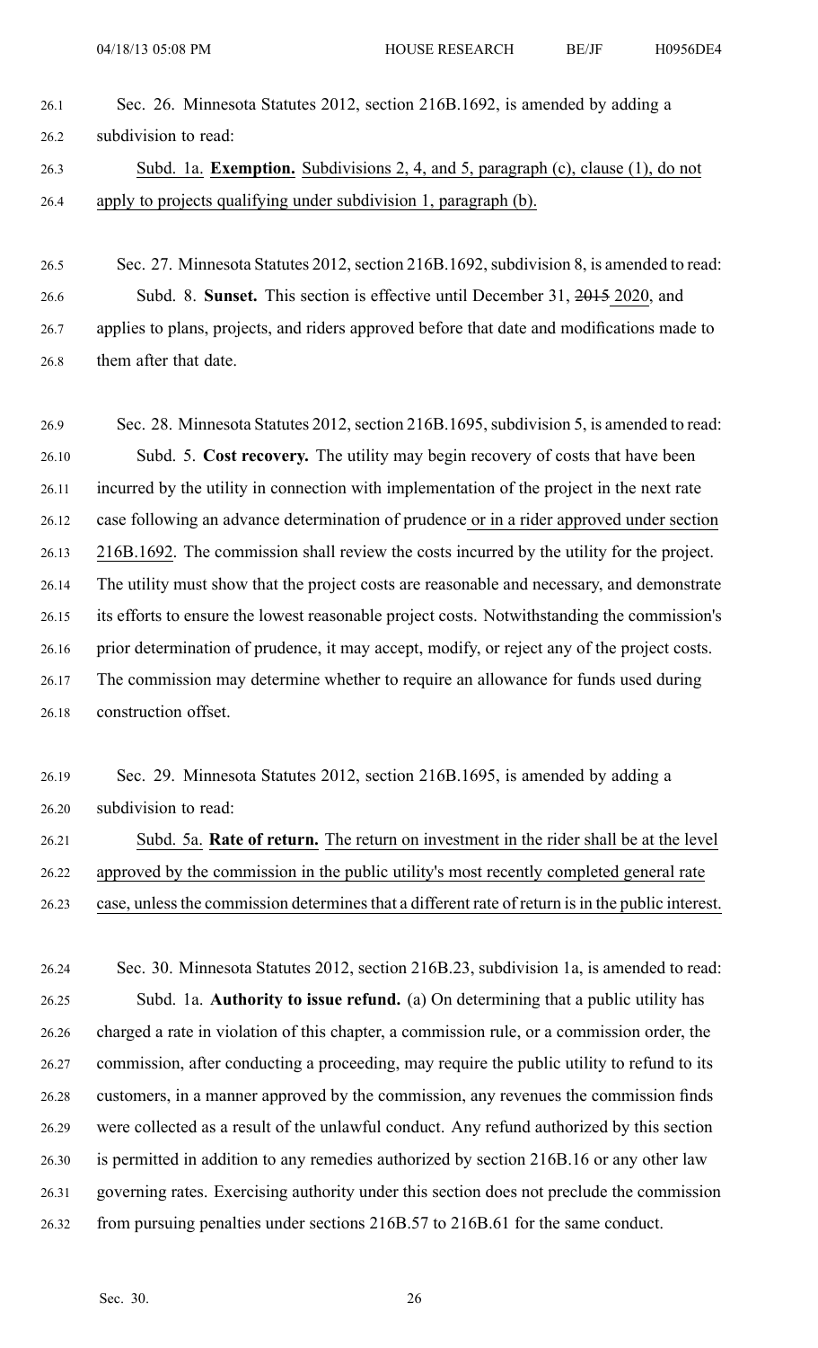Sec. 26. Minnesota Statutes 2012, section 216B.1692, is amended by adding a subdivision to read:

Subd. 1a. **Exemption.** Subdivisions 2, 4, and 5, paragraph (c), clause (1), do not apply to projects qualifying under subdivision 1, paragraph (b).

Sec. 27. Minnesota Statutes 2012, section 216B.1692, subdivision 8, is amended to read:

Subd. 8. **Sunset.** This section is effective until December 31, ~~2015~~ 2020, and applies to plans, projects, and riders approved before that date and modifications made to them after that date.

Sec. 28. Minnesota Statutes 2012, section 216B.1695, subdivision 5, is amended to read:

Subd. 5. **Cost recovery.** The utility may begin recovery of costs that have been incurred by the utility in connection with implementation of the project in the next rate case following an advance determination of prudence or in a rider approved under section 216B.1692. The commission shall review the costs incurred by the utility for the project. The utility must show that the project costs are reasonable and necessary, and demonstrate its efforts to ensure the lowest reasonable project costs. Notwithstanding the commission's prior determination of prudence, it may accept, modify, or reject any of the project costs. The commission may determine whether to require an allowance for funds used during construction offset.

Sec. 29. Minnesota Statutes 2012, section 216B.1695, is amended by adding a subdivision to read:

Subd. 5a. **Rate of return.** The return on investment in the rider shall be at the level approved by the commission in the public utility's most recently completed general rate case, unless the commission determines that a different rate of return is in the public interest.

Sec. 30. Minnesota Statutes 2012, section 216B.23, subdivision 1a, is amended to read:

Subd. 1a. **Authority to issue refund.** (a) On determining that a public utility has charged a rate in violation of this chapter, a commission rule, or a commission order, the commission, after conducting a proceeding, may require the public utility to refund to its customers, in a manner approved by the commission, any revenues the commission finds were collected as a result of the unlawful conduct. Any refund authorized by this section is permitted in addition to any remedies authorized by section 216B.16 or any other law governing rates. Exercising authority under this section does not preclude the commission from pursuing penalties under sections 216B.57 to 216B.61 for the same conduct.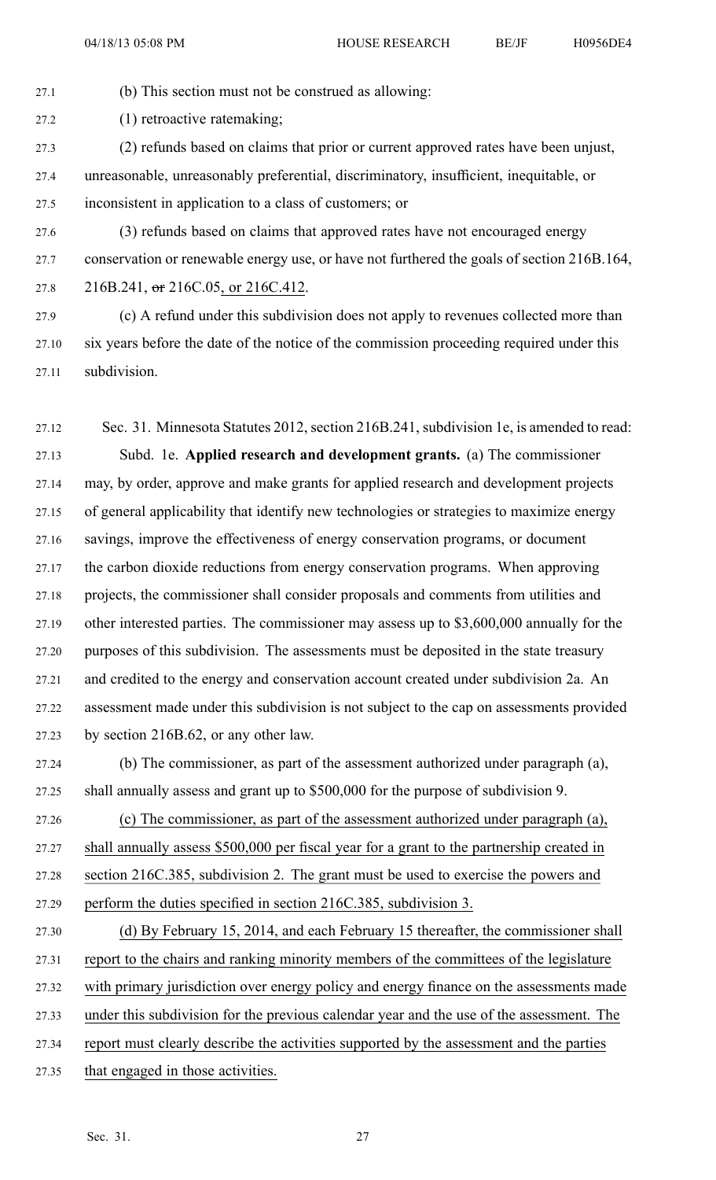(b) This section must not be construed as allowing:

(1) retroactive ratemaking;

(2) refunds based on claims that prior or current approved rates have been unjust, unreasonable, unreasonably preferential, discriminatory, insufficient, inequitable, or inconsistent in application to a class of customers; or

(3) refunds based on claims that approved rates have not encouraged energy conservation or renewable energy use, or have not furthered the goals of section 216B.164, 216B.241, ~~or~~ 216C.05, or 216C.412.

(c) A refund under this subdivision does not apply to revenues collected more than six years before the date of the notice of the commission proceeding required under this subdivision.

Sec. 31. Minnesota Statutes 2012, section 216B.241, subdivision 1e, is amended to read:

Subd. 1e. **Applied research and development grants.** (a) The commissioner may, by order, approve and make grants for applied research and development projects of general applicability that identify new technologies or strategies to maximize energy savings, improve the effectiveness of energy conservation programs, or document the carbon dioxide reductions from energy conservation programs. When approving projects, the commissioner shall consider proposals and comments from utilities and other interested parties. The commissioner may assess up to $3,600,000 annually for the purposes of this subdivision. The assessments must be deposited in the state treasury and credited to the energy and conservation account created under subdivision 2a. An assessment made under this subdivision is not subject to the cap on assessments provided by section 216B.62, or any other law.

(b) The commissioner, as part of the assessment authorized under paragraph (a), shall annually assess and grant up to $500,000 for the purpose of subdivision 9.

(c) The commissioner, as part of the assessment authorized under paragraph (a), shall annually assess $500,000 per fiscal year for a grant to the partnership created in section 216C.385, subdivision 2. The grant must be used to exercise the powers and perform the duties specified in section 216C.385, subdivision 3.

(d) By February 15, 2014, and each February 15 thereafter, the commissioner shall report to the chairs and ranking minority members of the committees of the legislature with primary jurisdiction over energy policy and energy finance on the assessments made under this subdivision for the previous calendar year and the use of the assessment. The report must clearly describe the activities supported by the assessment and the parties that engaged in those activities.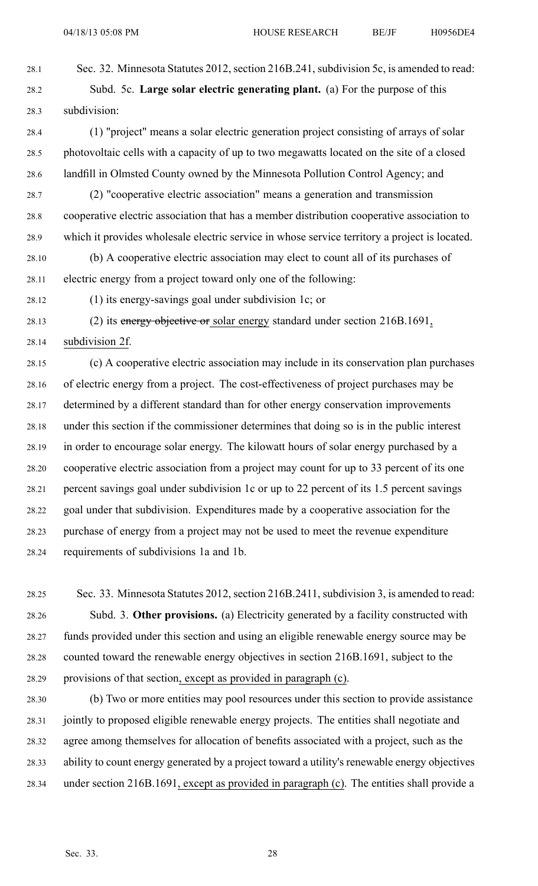Sec. 32. Minnesota Statutes 2012, section 216B.241, subdivision 5c, is amended to read:

Subd. 5c. **Large solar electric generating plant.** (a) For the purpose of this subdivision:

(1) "project" means a solar electric generation project consisting of arrays of solar photovoltaic cells with a capacity of up to two megawatts located on the site of a closed landfill in Olmsted County owned by the Minnesota Pollution Control Agency; and

(2) "cooperative electric association" means a generation and transmission cooperative electric association that has a member distribution cooperative association to which it provides wholesale electric service in whose service territory a project is located.

(b) A cooperative electric association may elect to count all of its purchases of electric energy from a project toward only one of the following:

(1) its energy-savings goal under subdivision 1c; or

(2) its ~~energy objective or~~ solar energy standard under section 216B.1691, subdivision 2f.

(c) A cooperative electric association may include in its conservation plan purchases of electric energy from a project. The cost-effectiveness of project purchases may be determined by a different standard than for other energy conservation improvements under this section if the commissioner determines that doing so is in the public interest in order to encourage solar energy. The kilowatt hours of solar energy purchased by a cooperative electric association from a project may count for up to 33 percent of its one percent savings goal under subdivision 1c or up to 22 percent of its 1.5 percent savings goal under that subdivision. Expenditures made by a cooperative association for the purchase of energy from a project may not be used to meet the revenue expenditure requirements of subdivisions 1a and 1b.

Sec. 33. Minnesota Statutes 2012, section 216B.2411, subdivision 3, is amended to read:

Subd. 3. **Other provisions.** (a) Electricity generated by a facility constructed with funds provided under this section and using an eligible renewable energy source may be counted toward the renewable energy objectives in section 216B.1691, subject to the provisions of that section, except as provided in paragraph (c).

(b) Two or more entities may pool resources under this section to provide assistance jointly to proposed eligible renewable energy projects. The entities shall negotiate and agree among themselves for allocation of benefits associated with a project, such as the ability to count energy generated by a project toward a utility's renewable energy objectives under section 216B.1691, except as provided in paragraph (c). The entities shall provide a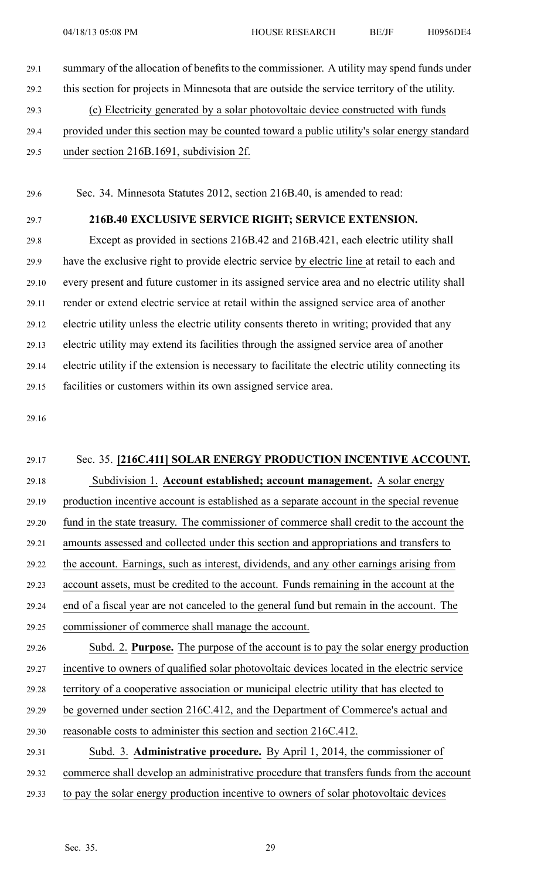summary of the allocation of benefits to the commissioner. A utility may spend funds under this section for projects in Minnesota that are outside the service territory of the utility.

(c) Electricity generated by a solar photovoltaic device constructed with funds provided under this section may be counted toward a public utility's solar energy standard under section 216B.1691, subdivision 2f.

Sec. 34. Minnesota Statutes 2012, section 216B.40, is amended to read:

**216B.40 EXCLUSIVE SERVICE RIGHT; SERVICE EXTENSION.**

Except as provided in sections 216B.42 and 216B.421, each electric utility shall have the exclusive right to provide electric service by electric line at retail to each and every present and future customer in its assigned service area and no electric utility shall render or extend electric service at retail within the assigned service area of another electric utility unless the electric utility consents thereto in writing; provided that any electric utility may extend its facilities through the assigned service area of another electric utility if the extension is necessary to facilitate the electric utility connecting its facilities or customers within its own assigned service area.

Sec. 35. **[216C.411] SOLAR ENERGY PRODUCTION INCENTIVE ACCOUNT.**

Subdivision 1. **Account established; account management.** A solar energy production incentive account is established as a separate account in the special revenue fund in the state treasury. The commissioner of commerce shall credit to the account the amounts assessed and collected under this section and appropriations and transfers to the account. Earnings, such as interest, dividends, and any other earnings arising from account assets, must be credited to the account. Funds remaining in the account at the end of a fiscal year are not canceled to the general fund but remain in the account. The commissioner of commerce shall manage the account.

Subd. 2. **Purpose.** The purpose of the account is to pay the solar energy production incentive to owners of qualified solar photovoltaic devices located in the electric service territory of a cooperative association or municipal electric utility that has elected to be governed under section 216C.412, and the Department of Commerce's actual and reasonable costs to administer this section and section 216C.412.

Subd. 3. **Administrative procedure.** By April 1, 2014, the commissioner of commerce shall develop an administrative procedure that transfers funds from the account to pay the solar energy production incentive to owners of solar photovoltaic devices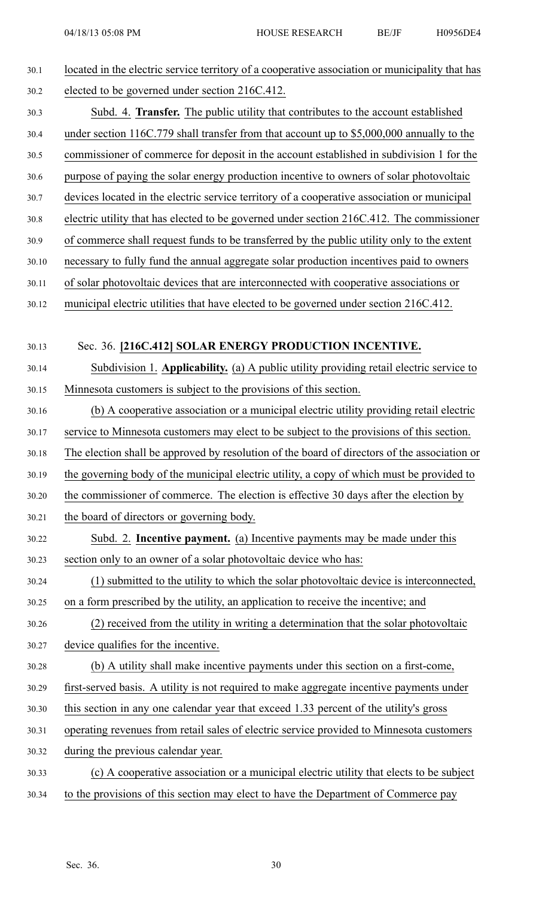located in the electric service territory of a cooperative association or municipality that has elected to be governed under section 216C.412.

Subd. 4. **Transfer.** The public utility that contributes to the account established under section 116C.779 shall transfer from that account up to $5,000,000 annually to the commissioner of commerce for deposit in the account established in subdivision 1 for the purpose of paying the solar energy production incentive to owners of solar photovoltaic devices located in the electric service territory of a cooperative association or municipal electric utility that has elected to be governed under section 216C.412. The commissioner of commerce shall request funds to be transferred by the public utility only to the extent necessary to fully fund the annual aggregate solar production incentives paid to owners of solar photovoltaic devices that are interconnected with cooperative associations or municipal electric utilities that have elected to be governed under section 216C.412.

Sec. 36. **[216C.412] SOLAR ENERGY PRODUCTION INCENTIVE.**

Subdivision 1. **Applicability.** (a) A public utility providing retail electric service to Minnesota customers is subject to the provisions of this section.

(b) A cooperative association or a municipal electric utility providing retail electric service to Minnesota customers may elect to be subject to the provisions of this section. The election shall be approved by resolution of the board of directors of the association or the governing body of the municipal electric utility, a copy of which must be provided to the commissioner of commerce. The election is effective 30 days after the election by the board of directors or governing body.

Subd. 2. **Incentive payment.** (a) Incentive payments may be made under this section only to an owner of a solar photovoltaic device who has:

(1) submitted to the utility to which the solar photovoltaic device is interconnected, on a form prescribed by the utility, an application to receive the incentive; and

(2) received from the utility in writing a determination that the solar photovoltaic device qualifies for the incentive.

(b) A utility shall make incentive payments under this section on a first-come, first-served basis. A utility is not required to make aggregate incentive payments under this section in any one calendar year that exceed 1.33 percent of the utility's gross operating revenues from retail sales of electric service provided to Minnesota customers during the previous calendar year.

(c) A cooperative association or a municipal electric utility that elects to be subject to the provisions of this section may elect to have the Department of Commerce pay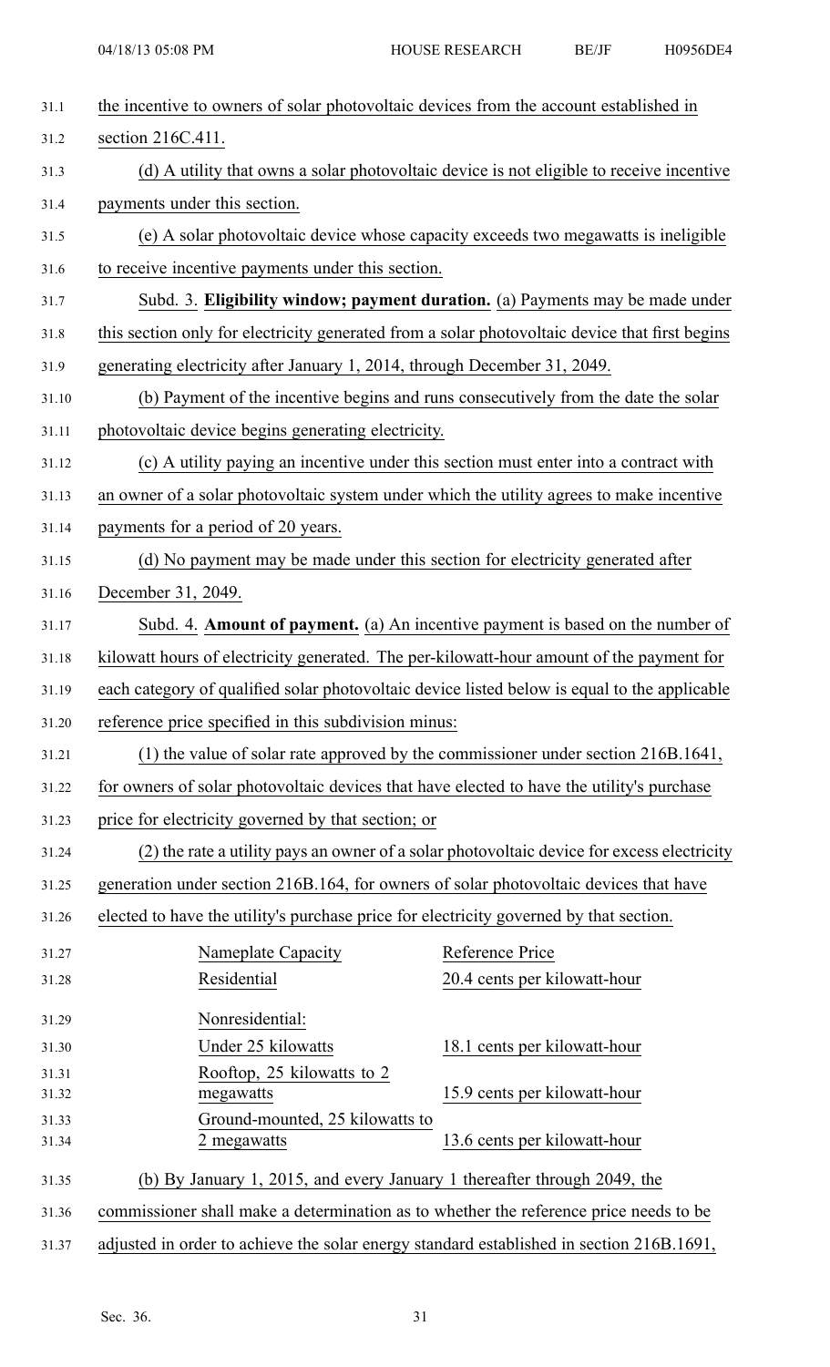the incentive to owners of solar photovoltaic devices from the account established in section 216C.411.

(d) A utility that owns a solar photovoltaic device is not eligible to receive incentive payments under this section.

(e) A solar photovoltaic device whose capacity exceeds two megawatts is ineligible to receive incentive payments under this section.

Subd. 3. **Eligibility window; payment duration.** (a) Payments may be made under this section only for electricity generated from a solar photovoltaic device that first begins generating electricity after January 1, 2014, through December 31, 2049.

(b) Payment of the incentive begins and runs consecutively from the date the solar photovoltaic device begins generating electricity.

(c) A utility paying an incentive under this section must enter into a contract with an owner of a solar photovoltaic system under which the utility agrees to make incentive payments for a period of 20 years.

(d) No payment may be made under this section for electricity generated after December 31, 2049.

Subd. 4. **Amount of payment.** (a) An incentive payment is based on the number of kilowatt hours of electricity generated. The per-kilowatt-hour amount of the payment for each category of qualified solar photovoltaic device listed below is equal to the applicable reference price specified in this subdivision minus:

(1) the value of solar rate approved by the commissioner under section 216B.1641, for owners of solar photovoltaic devices that have elected to have the utility's purchase price for electricity governed by that section; or

(2) the rate a utility pays an owner of a solar photovoltaic device for excess electricity generation under section 216B.164, for owners of solar photovoltaic devices that have elected to have the utility's purchase price for electricity governed by that section.

| Nameplate Capacity | Reference Price |
|---|---|
| Residential | 20.4 cents per kilowatt-hour |
| Nonresidential: | |
| Under 25 kilowatts | 18.1 cents per kilowatt-hour |
| Rooftop, 25 kilowatts to 2 megawatts | 15.9 cents per kilowatt-hour |
| Ground-mounted, 25 kilowatts to 2 megawatts | 13.6 cents per kilowatt-hour |

(b) By January 1, 2015, and every January 1 thereafter through 2049, the commissioner shall make a determination as to whether the reference price needs to be adjusted in order to achieve the solar energy standard established in section 216B.1691,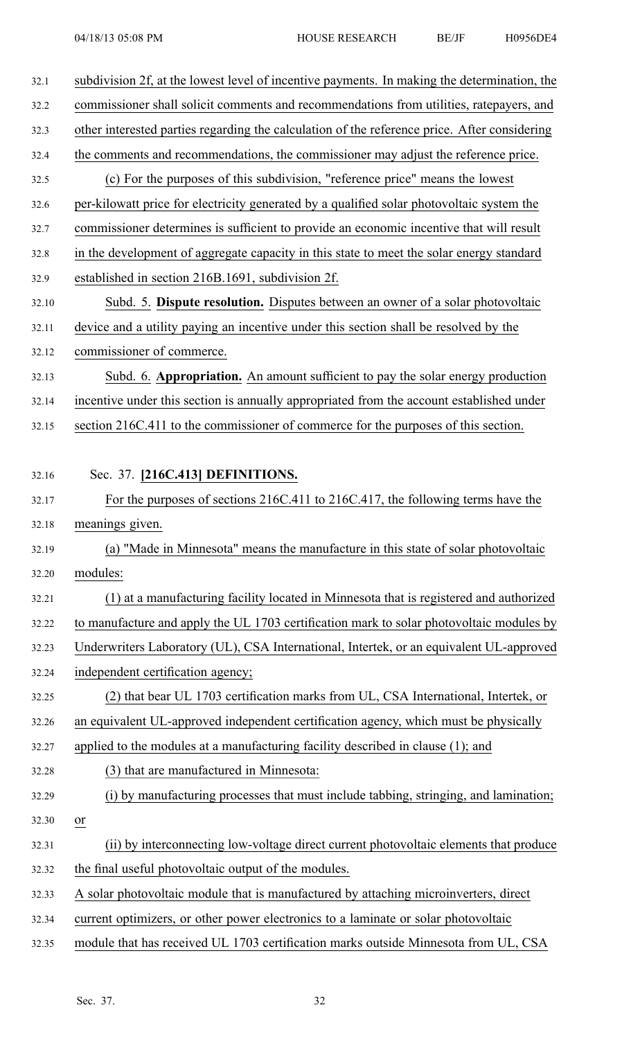subdivision 2f, at the lowest level of incentive payments. In making the determination, the commissioner shall solicit comments and recommendations from utilities, ratepayers, and other interested parties regarding the calculation of the reference price. After considering the comments and recommendations, the commissioner may adjust the reference price.

(c) For the purposes of this subdivision, "reference price" means the lowest per-kilowatt price for electricity generated by a qualified solar photovoltaic system the commissioner determines is sufficient to provide an economic incentive that will result in the development of aggregate capacity in this state to meet the solar energy standard established in section 216B.1691, subdivision 2f.

Subd. 5. **Dispute resolution.** Disputes between an owner of a solar photovoltaic device and a utility paying an incentive under this section shall be resolved by the commissioner of commerce.

Subd. 6. **Appropriation.** An amount sufficient to pay the solar energy production incentive under this section is annually appropriated from the account established under section 216C.411 to the commissioner of commerce for the purposes of this section.

Sec. 37. **[216C.413] DEFINITIONS.**

For the purposes of sections 216C.411 to 216C.417, the following terms have the meanings given.

(a) "Made in Minnesota" means the manufacture in this state of solar photovoltaic modules:

(1) at a manufacturing facility located in Minnesota that is registered and authorized to manufacture and apply the UL 1703 certification mark to solar photovoltaic modules by Underwriters Laboratory (UL), CSA International, Intertek, or an equivalent UL-approved independent certification agency;

(2) that bear UL 1703 certification marks from UL, CSA International, Intertek, or an equivalent UL-approved independent certification agency, which must be physically applied to the modules at a manufacturing facility described in clause (1); and

(3) that are manufactured in Minnesota:

(i) by manufacturing processes that must include tabbing, stringing, and lamination; or

(ii) by interconnecting low-voltage direct current photovoltaic elements that produce the final useful photovoltaic output of the modules.

A solar photovoltaic module that is manufactured by attaching microinverters, direct current optimizers, or other power electronics to a laminate or solar photovoltaic module that has received UL 1703 certification marks outside Minnesota from UL, CSA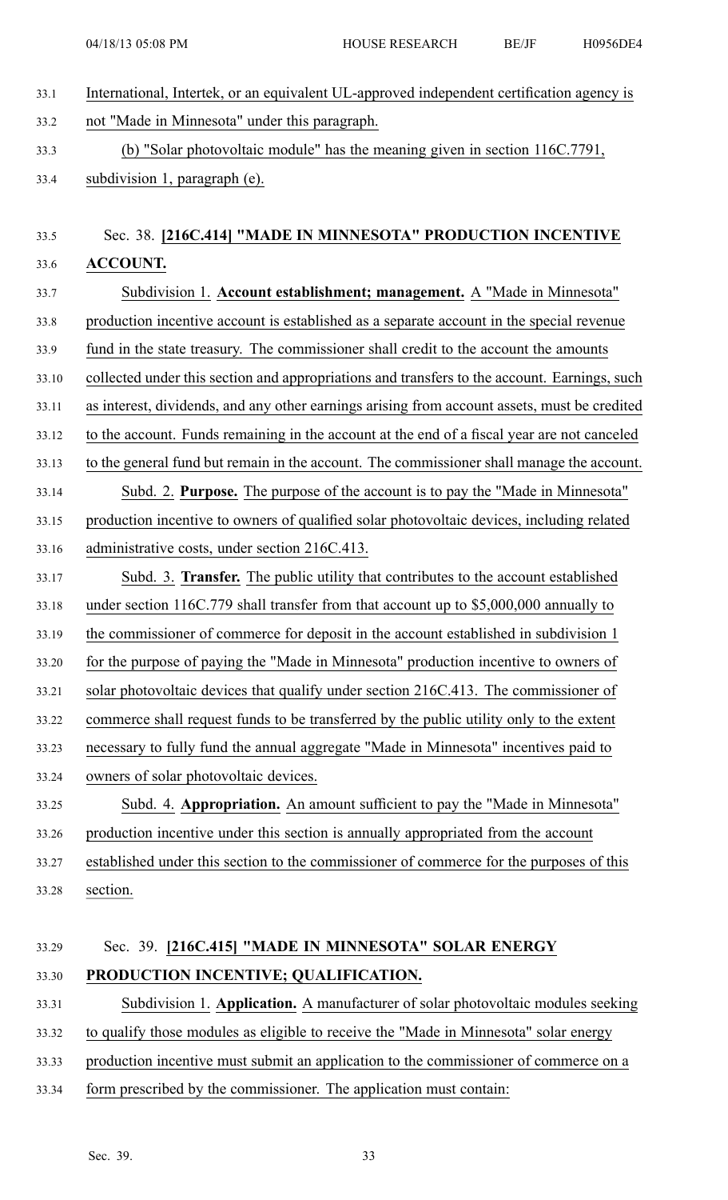International, Intertek, or an equivalent UL-approved independent certification agency is not "Made in Minnesota" under this paragraph.

(b) "Solar photovoltaic module" has the meaning given in section 116C.7791, subdivision 1, paragraph (e).

Sec. 38. **[216C.414] "MADE IN MINNESOTA" PRODUCTION INCENTIVE ACCOUNT.**

Subdivision 1. **Account establishment; management.** A "Made in Minnesota" production incentive account is established as a separate account in the special revenue fund in the state treasury. The commissioner shall credit to the account the amounts collected under this section and appropriations and transfers to the account. Earnings, such as interest, dividends, and any other earnings arising from account assets, must be credited to the account. Funds remaining in the account at the end of a fiscal year are not canceled to the general fund but remain in the account. The commissioner shall manage the account.

Subd. 2. **Purpose.** The purpose of the account is to pay the "Made in Minnesota" production incentive to owners of qualified solar photovoltaic devices, including related administrative costs, under section 216C.413.

Subd. 3. **Transfer.** The public utility that contributes to the account established under section 116C.779 shall transfer from that account up to $5,000,000 annually to the commissioner of commerce for deposit in the account established in subdivision 1 for the purpose of paying the "Made in Minnesota" production incentive to owners of solar photovoltaic devices that qualify under section 216C.413. The commissioner of commerce shall request funds to be transferred by the public utility only to the extent necessary to fully fund the annual aggregate "Made in Minnesota" incentives paid to owners of solar photovoltaic devices.

Subd. 4. **Appropriation.** An amount sufficient to pay the "Made in Minnesota" production incentive under this section is annually appropriated from the account established under this section to the commissioner of commerce for the purposes of this section.

Sec. 39. **[216C.415] "MADE IN MINNESOTA" SOLAR ENERGY PRODUCTION INCENTIVE; QUALIFICATION.**

Subdivision 1. **Application.** A manufacturer of solar photovoltaic modules seeking to qualify those modules as eligible to receive the "Made in Minnesota" solar energy production incentive must submit an application to the commissioner of commerce on a form prescribed by the commissioner. The application must contain: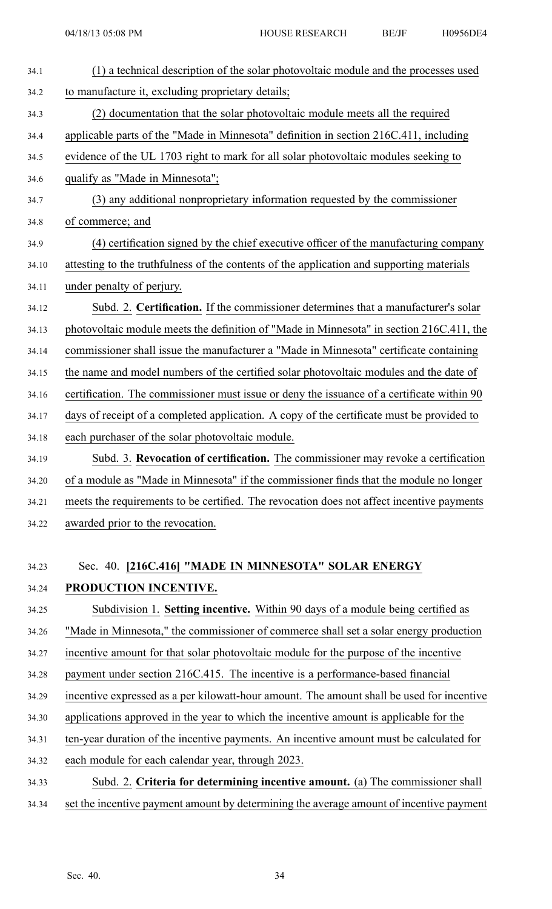(1) a technical description of the solar photovoltaic module and the processes used to manufacture it, excluding proprietary details;

(2) documentation that the solar photovoltaic module meets all the required applicable parts of the "Made in Minnesota" definition in section 216C.411, including evidence of the UL 1703 right to mark for all solar photovoltaic modules seeking to qualify as "Made in Minnesota";

(3) any additional nonproprietary information requested by the commissioner of commerce; and

(4) certification signed by the chief executive officer of the manufacturing company attesting to the truthfulness of the contents of the application and supporting materials under penalty of perjury.

Subd. 2. **Certification.** If the commissioner determines that a manufacturer's solar photovoltaic module meets the definition of "Made in Minnesota" in section 216C.411, the commissioner shall issue the manufacturer a "Made in Minnesota" certificate containing the name and model numbers of the certified solar photovoltaic modules and the date of certification. The commissioner must issue or deny the issuance of a certificate within 90 days of receipt of a completed application. A copy of the certificate must be provided to each purchaser of the solar photovoltaic module.

Subd. 3. **Revocation of certification.** The commissioner may revoke a certification of a module as "Made in Minnesota" if the commissioner finds that the module no longer meets the requirements to be certified. The revocation does not affect incentive payments awarded prior to the revocation.

Sec. 40. **[216C.416] "MADE IN MINNESOTA" SOLAR ENERGY PRODUCTION INCENTIVE.**

Subdivision 1. **Setting incentive.** Within 90 days of a module being certified as "Made in Minnesota," the commissioner of commerce shall set a solar energy production incentive amount for that solar photovoltaic module for the purpose of the incentive payment under section 216C.415. The incentive is a performance-based financial incentive expressed as a per kilowatt-hour amount. The amount shall be used for incentive applications approved in the year to which the incentive amount is applicable for the ten-year duration of the incentive payments. An incentive amount must be calculated for each module for each calendar year, through 2023.

Subd. 2. **Criteria for determining incentive amount.** (a) The commissioner shall set the incentive payment amount by determining the average amount of incentive payment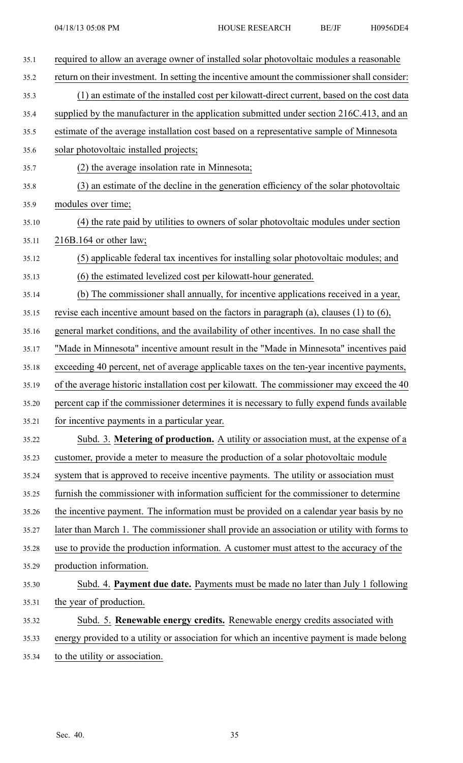required to allow an average owner of installed solar photovoltaic modules a reasonable return on their investment. In setting the incentive amount the commissioner shall consider:

(1) an estimate of the installed cost per kilowatt-direct current, based on the cost data supplied by the manufacturer in the application submitted under section 216C.413, and an estimate of the average installation cost based on a representative sample of Minnesota solar photovoltaic installed projects;

(2) the average insolation rate in Minnesota;

(3) an estimate of the decline in the generation efficiency of the solar photovoltaic modules over time;

(4) the rate paid by utilities to owners of solar photovoltaic modules under section 216B.164 or other law;

(5) applicable federal tax incentives for installing solar photovoltaic modules; and

(6) the estimated levelized cost per kilowatt-hour generated.

(b) The commissioner shall annually, for incentive applications received in a year, revise each incentive amount based on the factors in paragraph (a), clauses (1) to (6), general market conditions, and the availability of other incentives. In no case shall the "Made in Minnesota" incentive amount result in the "Made in Minnesota" incentives paid exceeding 40 percent, net of average applicable taxes on the ten-year incentive payments, of the average historic installation cost per kilowatt. The commissioner may exceed the 40 percent cap if the commissioner determines it is necessary to fully expend funds available for incentive payments in a particular year.

Subd. 3. **Metering of production.** A utility or association must, at the expense of a customer, provide a meter to measure the production of a solar photovoltaic module system that is approved to receive incentive payments. The utility or association must furnish the commissioner with information sufficient for the commissioner to determine the incentive payment. The information must be provided on a calendar year basis by no later than March 1. The commissioner shall provide an association or utility with forms to use to provide the production information. A customer must attest to the accuracy of the production information.

Subd. 4. **Payment due date.** Payments must be made no later than July 1 following the year of production.

Subd. 5. **Renewable energy credits.** Renewable energy credits associated with energy provided to a utility or association for which an incentive payment is made belong to the utility or association.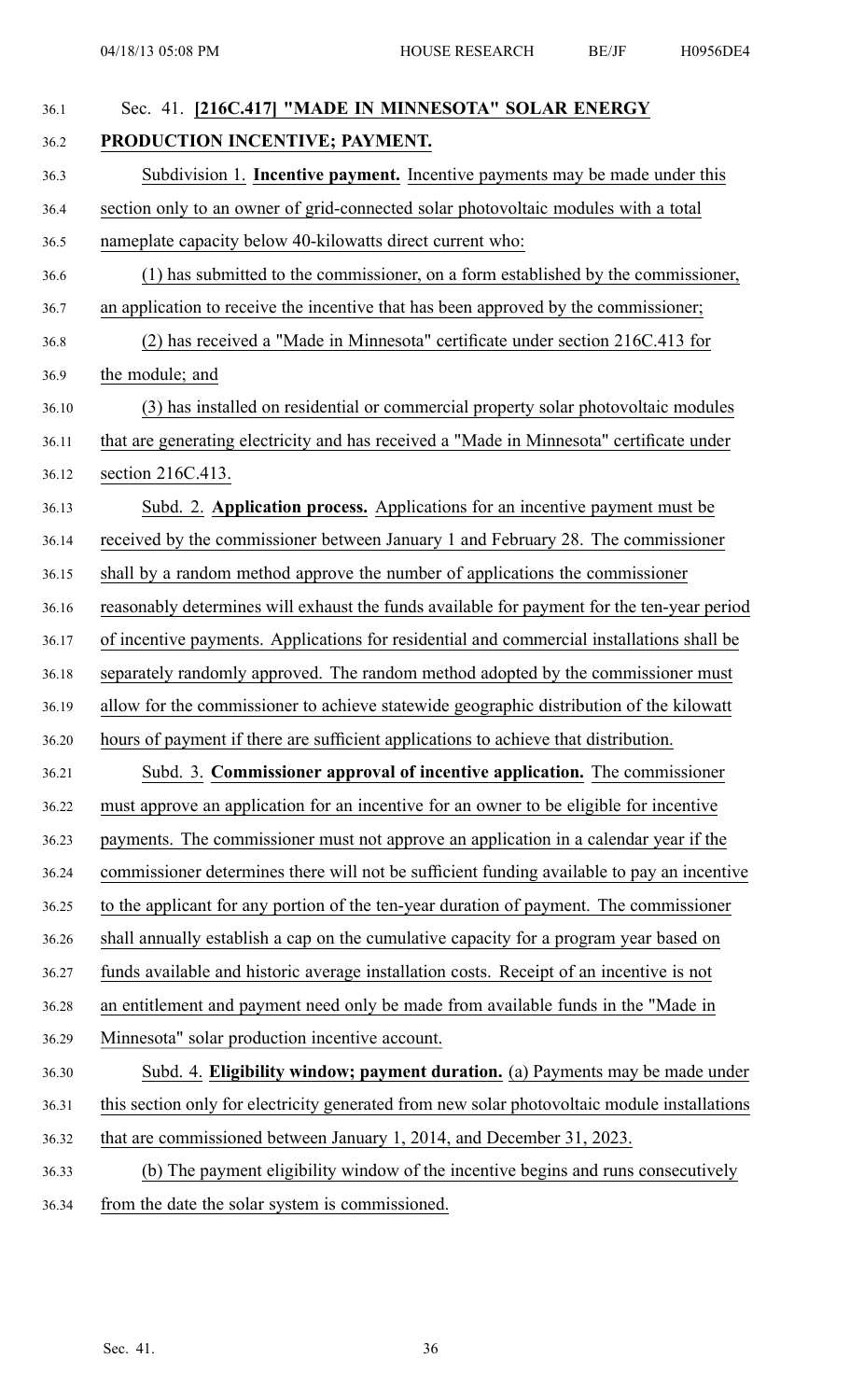Sec. 41. **[216C.417] "MADE IN MINNESOTA" SOLAR ENERGY PRODUCTION INCENTIVE; PAYMENT.**

Subdivision 1. **Incentive payment.** Incentive payments may be made under this section only to an owner of grid-connected solar photovoltaic modules with a total nameplate capacity below 40-kilowatts direct current who:

(1) has submitted to the commissioner, on a form established by the commissioner, an application to receive the incentive that has been approved by the commissioner;

(2) has received a "Made in Minnesota" certificate under section 216C.413 for the module; and

(3) has installed on residential or commercial property solar photovoltaic modules that are generating electricity and has received a "Made in Minnesota" certificate under section 216C.413.

Subd. 2. **Application process.** Applications for an incentive payment must be received by the commissioner between January 1 and February 28. The commissioner shall by a random method approve the number of applications the commissioner reasonably determines will exhaust the funds available for payment for the ten-year period of incentive payments. Applications for residential and commercial installations shall be separately randomly approved. The random method adopted by the commissioner must allow for the commissioner to achieve statewide geographic distribution of the kilowatt hours of payment if there are sufficient applications to achieve that distribution.

Subd. 3. **Commissioner approval of incentive application.** The commissioner must approve an application for an incentive for an owner to be eligible for incentive payments. The commissioner must not approve an application in a calendar year if the commissioner determines there will not be sufficient funding available to pay an incentive to the applicant for any portion of the ten-year duration of payment. The commissioner shall annually establish a cap on the cumulative capacity for a program year based on funds available and historic average installation costs. Receipt of an incentive is not an entitlement and payment need only be made from available funds in the "Made in Minnesota" solar production incentive account.

Subd. 4. **Eligibility window; payment duration.** (a) Payments may be made under this section only for electricity generated from new solar photovoltaic module installations that are commissioned between January 1, 2014, and December 31, 2023.

(b) The payment eligibility window of the incentive begins and runs consecutively from the date the solar system is commissioned.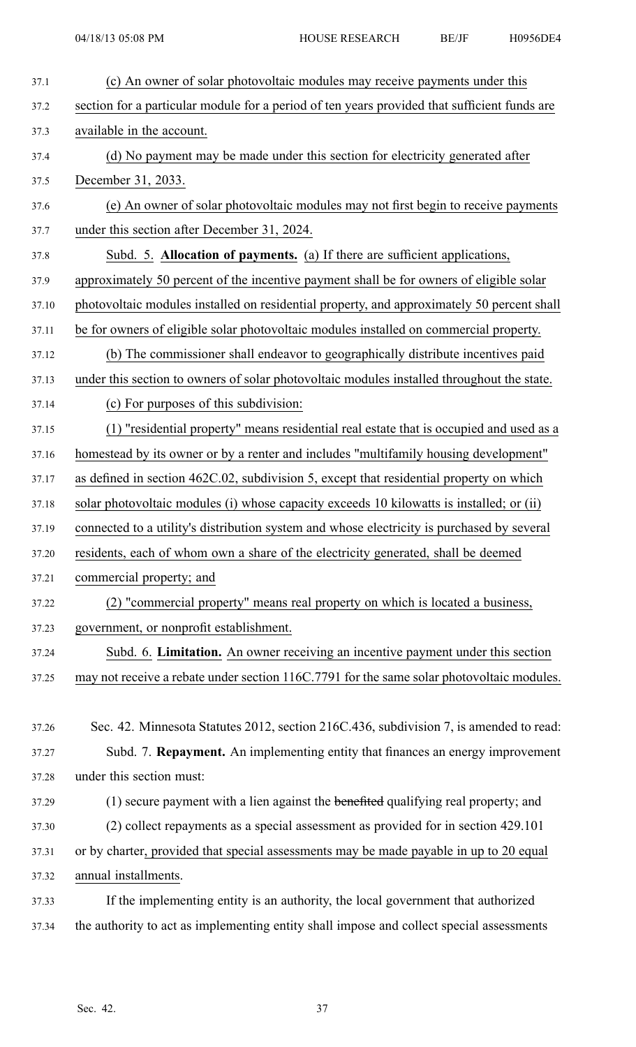(c) An owner of solar photovoltaic modules may receive payments under this section for a particular module for a period of ten years provided that sufficient funds are available in the account.

(d) No payment may be made under this section for electricity generated after December 31, 2033.

(e) An owner of solar photovoltaic modules may not first begin to receive payments under this section after December 31, 2024.

Subd. 5. **Allocation of payments.** (a) If there are sufficient applications, approximately 50 percent of the incentive payment shall be for owners of eligible solar photovoltaic modules installed on residential property, and approximately 50 percent shall be for owners of eligible solar photovoltaic modules installed on commercial property.

(b) The commissioner shall endeavor to geographically distribute incentives paid under this section to owners of solar photovoltaic modules installed throughout the state.

(c) For purposes of this subdivision:

(1) "residential property" means residential real estate that is occupied and used as a homestead by its owner or by a renter and includes "multifamily housing development" as defined in section 462C.02, subdivision 5, except that residential property on which solar photovoltaic modules (i) whose capacity exceeds 10 kilowatts is installed; or (ii) connected to a utility's distribution system and whose electricity is purchased by several residents, each of whom own a share of the electricity generated, shall be deemed commercial property; and

(2) "commercial property" means real property on which is located a business, government, or nonprofit establishment.

Subd. 6. **Limitation.** An owner receiving an incentive payment under this section may not receive a rebate under section 116C.7791 for the same solar photovoltaic modules.

Sec. 42. Minnesota Statutes 2012, section 216C.436, subdivision 7, is amended to read:

Subd. 7. **Repayment.** An implementing entity that finances an energy improvement under this section must:

(1) secure payment with a lien against the ~~benefited~~ qualifying real property; and

(2) collect repayments as a special assessment as provided for in section 429.101 or by charter, provided that special assessments may be made payable in up to 20 equal annual installments.

If the implementing entity is an authority, the local government that authorized the authority to act as implementing entity shall impose and collect special assessments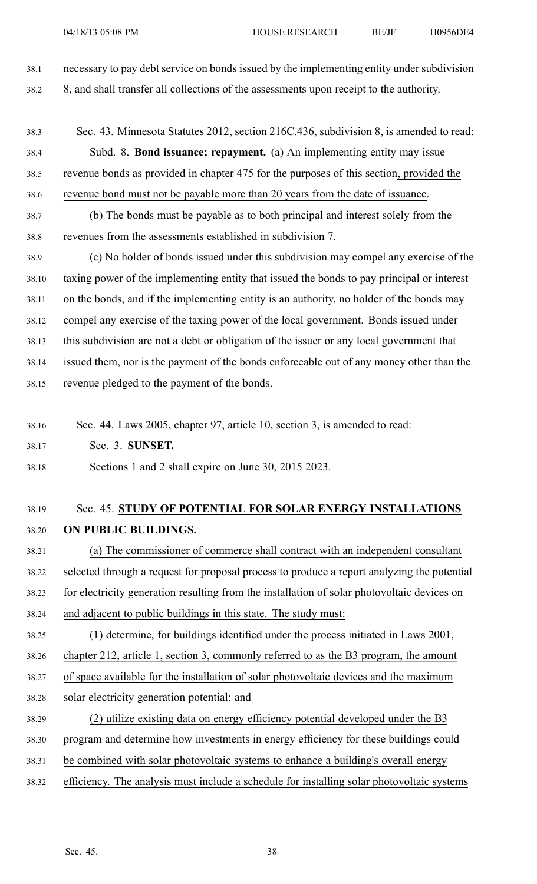necessary to pay debt service on bonds issued by the implementing entity under subdivision 8, and shall transfer all collections of the assessments upon receipt to the authority.

Sec. 43. Minnesota Statutes 2012, section 216C.436, subdivision 8, is amended to read:

Subd. 8. **Bond issuance; repayment.** (a) An implementing entity may issue revenue bonds as provided in chapter 475 for the purposes of this section, provided the revenue bond must not be payable more than 20 years from the date of issuance.

(b) The bonds must be payable as to both principal and interest solely from the revenues from the assessments established in subdivision 7.

(c) No holder of bonds issued under this subdivision may compel any exercise of the taxing power of the implementing entity that issued the bonds to pay principal or interest on the bonds, and if the implementing entity is an authority, no holder of the bonds may compel any exercise of the taxing power of the local government. Bonds issued under this subdivision are not a debt or obligation of the issuer or any local government that issued them, nor is the payment of the bonds enforceable out of any money other than the revenue pledged to the payment of the bonds.

Sec. 44. Laws 2005, chapter 97, article 10, section 3, is amended to read:

Sec. 3. **SUNSET.**

Sections 1 and 2 shall expire on June 30, ~~2015~~ 2023.

Sec. 45. **STUDY OF POTENTIAL FOR SOLAR ENERGY INSTALLATIONS ON PUBLIC BUILDINGS.**

(a) The commissioner of commerce shall contract with an independent consultant selected through a request for proposal process to produce a report analyzing the potential for electricity generation resulting from the installation of solar photovoltaic devices on and adjacent to public buildings in this state. The study must:

(1) determine, for buildings identified under the process initiated in Laws 2001, chapter 212, article 1, section 3, commonly referred to as the B3 program, the amount of space available for the installation of solar photovoltaic devices and the maximum solar electricity generation potential; and

(2) utilize existing data on energy efficiency potential developed under the B3 program and determine how investments in energy efficiency for these buildings could be combined with solar photovoltaic systems to enhance a building's overall energy efficiency. The analysis must include a schedule for installing solar photovoltaic systems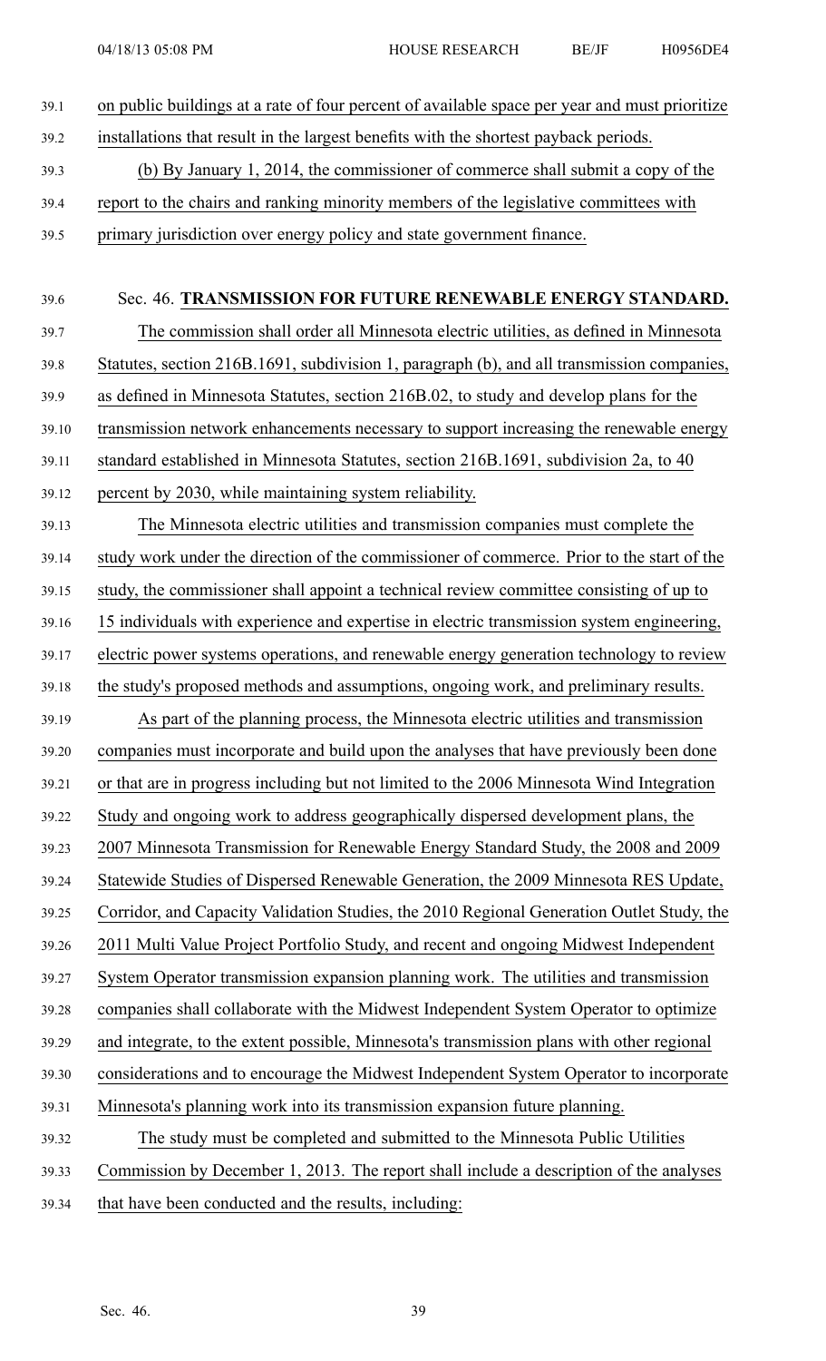on public buildings at a rate of four percent of available space per year and must prioritize installations that result in the largest benefits with the shortest payback periods.

(b) By January 1, 2014, the commissioner of commerce shall submit a copy of the report to the chairs and ranking minority members of the legislative committees with primary jurisdiction over energy policy and state government finance.

Sec. 46. **TRANSMISSION FOR FUTURE RENEWABLE ENERGY STANDARD.**

The commission shall order all Minnesota electric utilities, as defined in Minnesota Statutes, section 216B.1691, subdivision 1, paragraph (b), and all transmission companies, as defined in Minnesota Statutes, section 216B.02, to study and develop plans for the transmission network enhancements necessary to support increasing the renewable energy standard established in Minnesota Statutes, section 216B.1691, subdivision 2a, to 40 percent by 2030, while maintaining system reliability.

The Minnesota electric utilities and transmission companies must complete the study work under the direction of the commissioner of commerce. Prior to the start of the study, the commissioner shall appoint a technical review committee consisting of up to 15 individuals with experience and expertise in electric transmission system engineering, electric power systems operations, and renewable energy generation technology to review the study's proposed methods and assumptions, ongoing work, and preliminary results.

As part of the planning process, the Minnesota electric utilities and transmission companies must incorporate and build upon the analyses that have previously been done or that are in progress including but not limited to the 2006 Minnesota Wind Integration Study and ongoing work to address geographically dispersed development plans, the 2007 Minnesota Transmission for Renewable Energy Standard Study, the 2008 and 2009 Statewide Studies of Dispersed Renewable Generation, the 2009 Minnesota RES Update, Corridor, and Capacity Validation Studies, the 2010 Regional Generation Outlet Study, the 2011 Multi Value Project Portfolio Study, and recent and ongoing Midwest Independent System Operator transmission expansion planning work. The utilities and transmission companies shall collaborate with the Midwest Independent System Operator to optimize and integrate, to the extent possible, Minnesota's transmission plans with other regional considerations and to encourage the Midwest Independent System Operator to incorporate Minnesota's planning work into its transmission expansion future planning.

The study must be completed and submitted to the Minnesota Public Utilities Commission by December 1, 2013. The report shall include a description of the analyses that have been conducted and the results, including: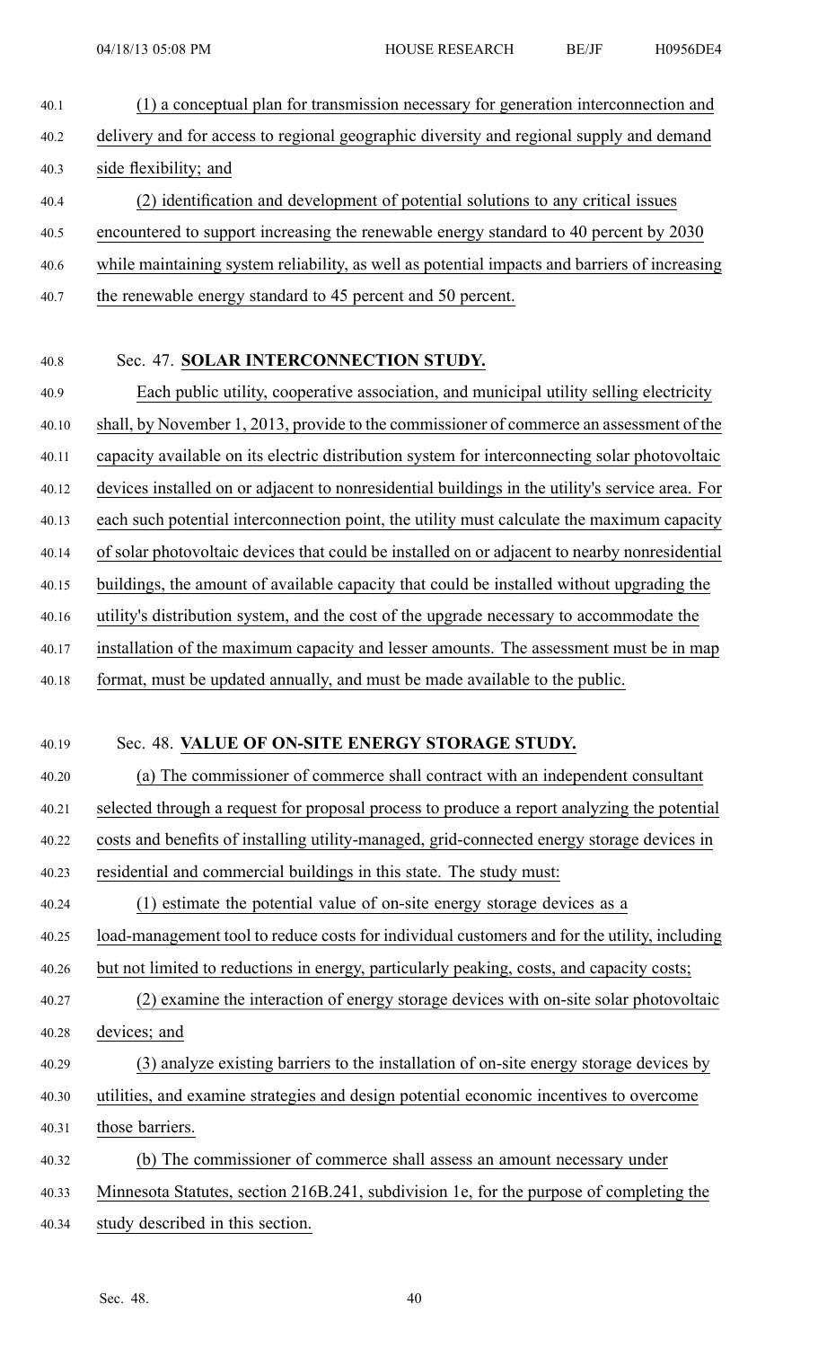(1) a conceptual plan for transmission necessary for generation interconnection and delivery and for access to regional geographic diversity and regional supply and demand side flexibility; and

(2) identification and development of potential solutions to any critical issues encountered to support increasing the renewable energy standard to 40 percent by 2030 while maintaining system reliability, as well as potential impacts and barriers of increasing the renewable energy standard to 45 percent and 50 percent.

Sec. 47. **SOLAR INTERCONNECTION STUDY.**

Each public utility, cooperative association, and municipal utility selling electricity shall, by November 1, 2013, provide to the commissioner of commerce an assessment of the capacity available on its electric distribution system for interconnecting solar photovoltaic devices installed on or adjacent to nonresidential buildings in the utility's service area. For each such potential interconnection point, the utility must calculate the maximum capacity of solar photovoltaic devices that could be installed on or adjacent to nearby nonresidential buildings, the amount of available capacity that could be installed without upgrading the utility's distribution system, and the cost of the upgrade necessary to accommodate the installation of the maximum capacity and lesser amounts. The assessment must be in map format, must be updated annually, and must be made available to the public.

Sec. 48. **VALUE OF ON-SITE ENERGY STORAGE STUDY.**

(a) The commissioner of commerce shall contract with an independent consultant selected through a request for proposal process to produce a report analyzing the potential costs and benefits of installing utility-managed, grid-connected energy storage devices in residential and commercial buildings in this state. The study must:

(1) estimate the potential value of on-site energy storage devices as a load-management tool to reduce costs for individual customers and for the utility, including but not limited to reductions in energy, particularly peaking, costs, and capacity costs;

(2) examine the interaction of energy storage devices with on-site solar photovoltaic devices; and

(3) analyze existing barriers to the installation of on-site energy storage devices by utilities, and examine strategies and design potential economic incentives to overcome those barriers.

(b) The commissioner of commerce shall assess an amount necessary under Minnesota Statutes, section 216B.241, subdivision 1e, for the purpose of completing the study described in this section.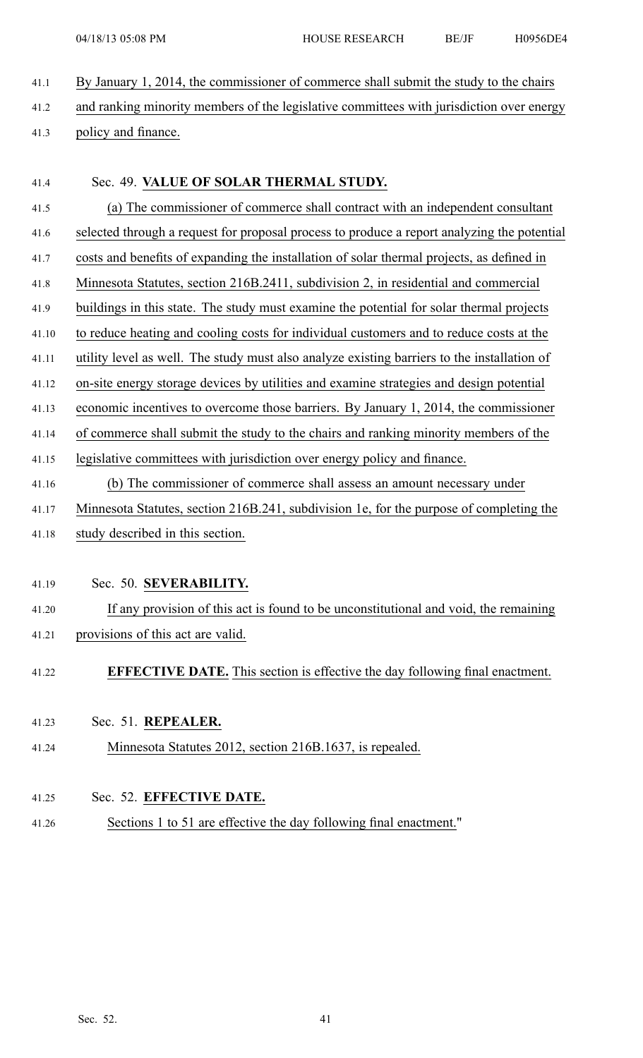By January 1, 2014, the commissioner of commerce shall submit the study to the chairs and ranking minority members of the legislative committees with jurisdiction over energy policy and finance.

Sec. 49. **VALUE OF SOLAR THERMAL STUDY.**

(a) The commissioner of commerce shall contract with an independent consultant selected through a request for proposal process to produce a report analyzing the potential costs and benefits of expanding the installation of solar thermal projects, as defined in Minnesota Statutes, section 216B.2411, subdivision 2, in residential and commercial buildings in this state. The study must examine the potential for solar thermal projects to reduce heating and cooling costs for individual customers and to reduce costs at the utility level as well. The study must also analyze existing barriers to the installation of on-site energy storage devices by utilities and examine strategies and design potential economic incentives to overcome those barriers. By January 1, 2014, the commissioner of commerce shall submit the study to the chairs and ranking minority members of the legislative committees with jurisdiction over energy policy and finance.

(b) The commissioner of commerce shall assess an amount necessary under Minnesota Statutes, section 216B.241, subdivision 1e, for the purpose of completing the study described in this section.

Sec. 50. **SEVERABILITY.**

If any provision of this act is found to be unconstitutional and void, the remaining provisions of this act are valid.

**EFFECTIVE DATE.** This section is effective the day following final enactment.

Sec. 51. **REPEALER.**

Minnesota Statutes 2012, section 216B.1637, is repealed.

Sec. 52. **EFFECTIVE DATE.**

Sections 1 to 51 are effective the day following final enactment."